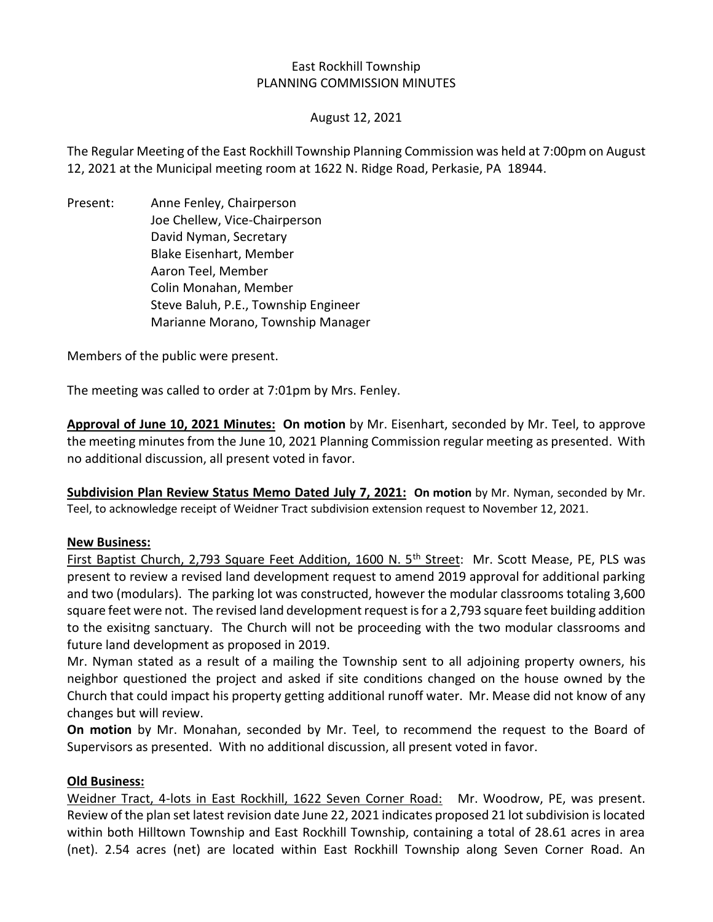East Rockhill Township
PLANNING COMMISSION MINUTES

August 12, 2021

The Regular Meeting of the East Rockhill Township Planning Commission was held at 7:00pm on August 12, 2021 at the Municipal meeting room at 1622 N. Ridge Road, Perkasie, PA 18944.

Present: Anne Fenley, Chairperson
Joe Chellew, Vice-Chairperson
David Nyman, Secretary
Blake Eisenhart, Member
Aaron Teel, Member
Colin Monahan, Member
Steve Baluh, P.E., Township Engineer
Marianne Morano, Township Manager

Members of the public were present.

The meeting was called to order at 7:01pm by Mrs. Fenley.

**Approval of June 10, 2021 Minutes:** **On motion** by Mr. Eisenhart, seconded by Mr. Teel, to approve the meeting minutes from the June 10, 2021 Planning Commission regular meeting as presented. With no additional discussion, all present voted in favor.

**Subdivision Plan Review Status Memo Dated July 7, 2021:** **On motion** by Mr. Nyman, seconded by Mr. Teel, to acknowledge receipt of Weidner Tract subdivision extension request to November 12, 2021.

**New Business:**

First Baptist Church, 2,793 Square Feet Addition, 1600 N. 5th Street: Mr. Scott Mease, PE, PLS was present to review a revised land development request to amend 2019 approval for additional parking and two (modulars). The parking lot was constructed, however the modular classrooms totaling 3,600 square feet were not. The revised land development request is for a 2,793 square feet building addition to the exisitng sanctuary. The Church will not be proceeding with the two modular classrooms and future land development as proposed in 2019.

Mr. Nyman stated as a result of a mailing the Township sent to all adjoining property owners, his neighbor questioned the project and asked if site conditions changed on the house owned by the Church that could impact his property getting additional runoff water. Mr. Mease did not know of any changes but will review.

**On motion** by Mr. Monahan, seconded by Mr. Teel, to recommend the request to the Board of Supervisors as presented. With no additional discussion, all present voted in favor.

**Old Business:**

Weidner Tract, 4-lots in East Rockhill, 1622 Seven Corner Road: Mr. Woodrow, PE, was present. Review of the plan set latest revision date June 22, 2021 indicates proposed 21 lot subdivision is located within both Hilltown Township and East Rockhill Township, containing a total of 28.61 acres in area (net). 2.54 acres (net) are located within East Rockhill Township along Seven Corner Road. An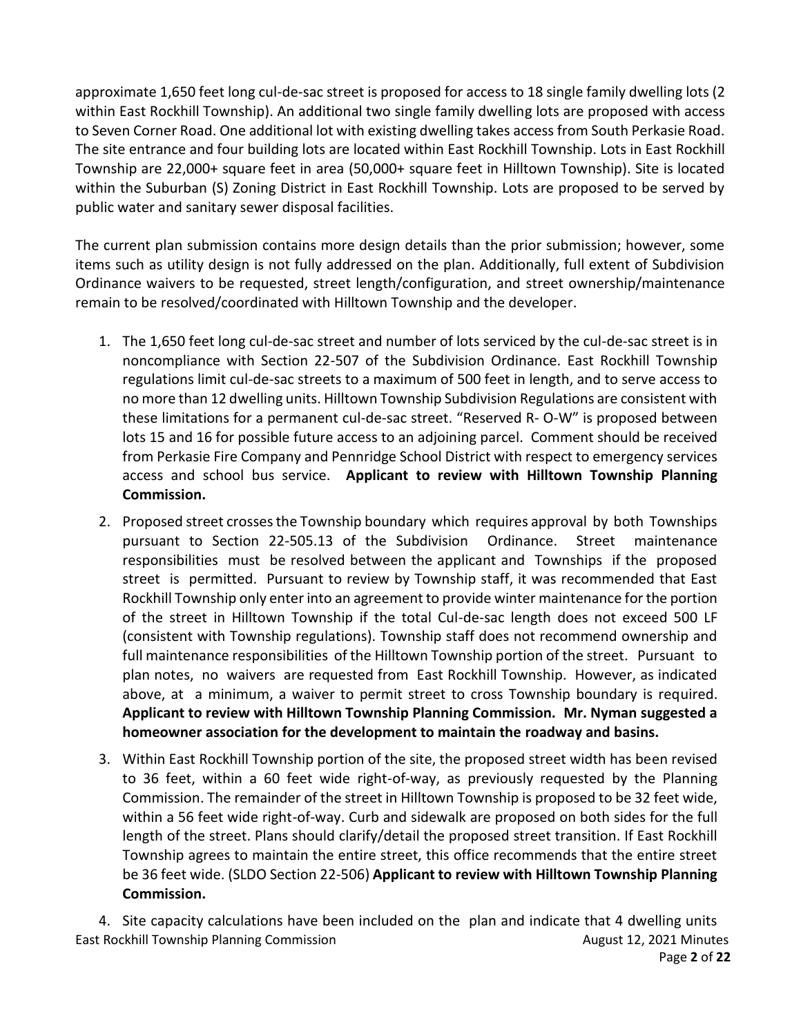approximate 1,650 feet long cul-de-sac street is proposed for access to 18 single family dwelling lots (2 within East Rockhill Township). An additional two single family dwelling lots are proposed with access to Seven Corner Road. One additional lot with existing dwelling takes access from South Perkasie Road. The site entrance and four building lots are located within East Rockhill Township. Lots in East Rockhill Township are 22,000+ square feet in area (50,000+ square feet in Hilltown Township). Site is located within the Suburban (S) Zoning District in East Rockhill Township. Lots are proposed to be served by public water and sanitary sewer disposal facilities.

The current plan submission contains more design details than the prior submission; however, some items such as utility design is not fully addressed on the plan. Additionally, full extent of Subdivision Ordinance waivers to be requested, street length/configuration, and street ownership/maintenance remain to be resolved/coordinated with Hilltown Township and the developer.

1. The 1,650 feet long cul-de-sac street and number of lots serviced by the cul-de-sac street is in noncompliance with Section 22-507 of the Subdivision Ordinance. East Rockhill Township regulations limit cul-de-sac streets to a maximum of 500 feet in length, and to serve access to no more than 12 dwelling units. Hilltown Township Subdivision Regulations are consistent with these limitations for a permanent cul-de-sac street. "Reserved R- O-W" is proposed between lots 15 and 16 for possible future access to an adjoining parcel. Comment should be received from Perkasie Fire Company and Pennridge School District with respect to emergency services access and school bus service. **Applicant to review with Hilltown Township Planning Commission.**
2. Proposed street crosses the Township boundary which requires approval by both Townships pursuant to Section 22-505.13 of the Subdivision Ordinance. Street maintenance responsibilities must be resolved between the applicant and Townships if the proposed street is permitted. Pursuant to review by Township staff, it was recommended that East Rockhill Township only enter into an agreement to provide winter maintenance for the portion of the street in Hilltown Township if the total Cul-de-sac length does not exceed 500 LF (consistent with Township regulations). Township staff does not recommend ownership and full maintenance responsibilities of the Hilltown Township portion of the street. Pursuant to plan notes, no waivers are requested from East Rockhill Township. However, as indicated above, at a minimum, a waiver to permit street to cross Township boundary is required. **Applicant to review with Hilltown Township Planning Commission. Mr. Nyman suggested a homeowner association for the development to maintain the roadway and basins.**
3. Within East Rockhill Township portion of the site, the proposed street width has been revised to 36 feet, within a 60 feet wide right-of-way, as previously requested by the Planning Commission. The remainder of the street in Hilltown Township is proposed to be 32 feet wide, within a 56 feet wide right-of-way. Curb and sidewalk are proposed on both sides for the full length of the street. Plans should clarify/detail the proposed street transition. If East Rockhill Township agrees to maintain the entire street, this office recommends that the entire street be 36 feet wide. (SLDO Section 22-506) **Applicant to review with Hilltown Township Planning Commission.**
4. Site capacity calculations have been included on the plan and indicate that 4 dwelling units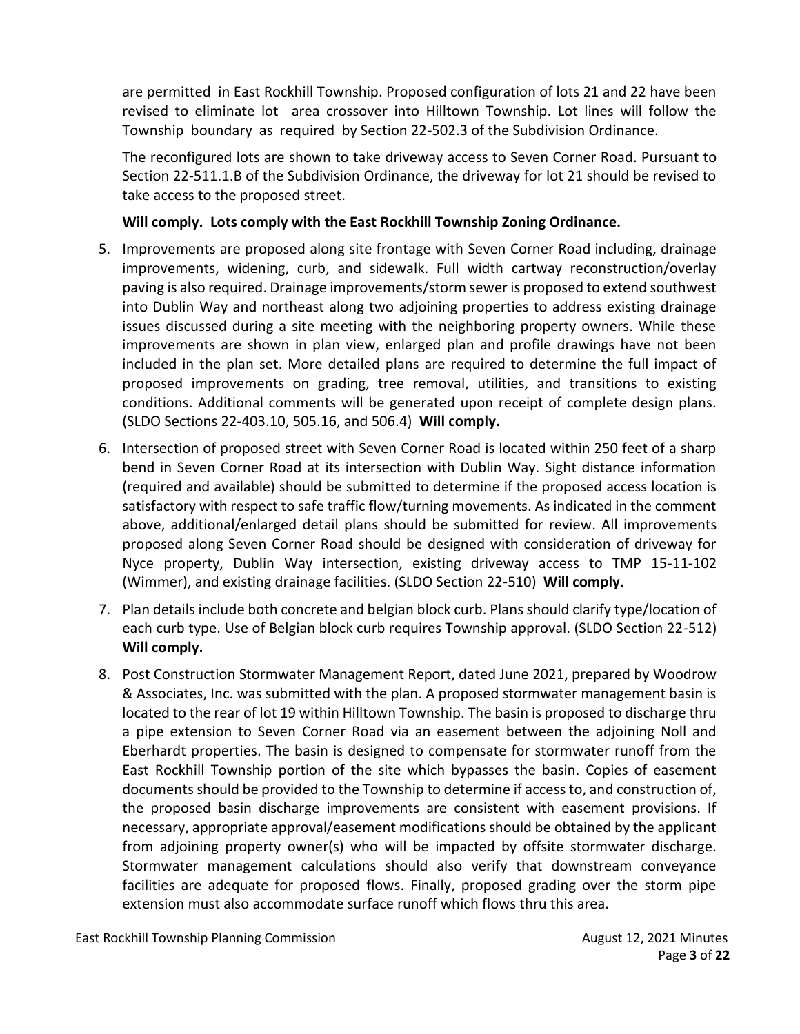are permitted in East Rockhill Township. Proposed configuration of lots 21 and 22 have been revised to eliminate lot area crossover into Hilltown Township. Lot lines will follow the Township boundary as required by Section 22-502.3 of the Subdivision Ordinance.

The reconfigured lots are shown to take driveway access to Seven Corner Road. Pursuant to Section 22-511.1.B of the Subdivision Ordinance, the driveway for lot 21 should be revised to take access to the proposed street.

**Will comply. Lots comply with the East Rockhill Township Zoning Ordinance.**

5. Improvements are proposed along site frontage with Seven Corner Road including, drainage improvements, widening, curb, and sidewalk. Full width cartway reconstruction/overlay paving is also required. Drainage improvements/storm sewer is proposed to extend southwest into Dublin Way and northeast along two adjoining properties to address existing drainage issues discussed during a site meeting with the neighboring property owners. While these improvements are shown in plan view, enlarged plan and profile drawings have not been included in the plan set. More detailed plans are required to determine the full impact of proposed improvements on grading, tree removal, utilities, and transitions to existing conditions. Additional comments will be generated upon receipt of complete design plans. (SLDO Sections 22-403.10, 505.16, and 506.4) **Will comply.**

6. Intersection of proposed street with Seven Corner Road is located within 250 feet of a sharp bend in Seven Corner Road at its intersection with Dublin Way. Sight distance information (required and available) should be submitted to determine if the proposed access location is satisfactory with respect to safe traffic flow/turning movements. As indicated in the comment above, additional/enlarged detail plans should be submitted for review. All improvements proposed along Seven Corner Road should be designed with consideration of driveway for Nyce property, Dublin Way intersection, existing driveway access to TMP 15-11-102 (Wimmer), and existing drainage facilities. (SLDO Section 22-510) **Will comply.**

7. Plan details include both concrete and belgian block curb. Plans should clarify type/location of each curb type. Use of Belgian block curb requires Township approval. (SLDO Section 22-512) **Will comply.**

8. Post Construction Stormwater Management Report, dated June 2021, prepared by Woodrow & Associates, Inc. was submitted with the plan. A proposed stormwater management basin is located to the rear of lot 19 within Hilltown Township. The basin is proposed to discharge thru a pipe extension to Seven Corner Road via an easement between the adjoining Noll and Eberhardt properties. The basin is designed to compensate for stormwater runoff from the East Rockhill Township portion of the site which bypasses the basin. Copies of easement documents should be provided to the Township to determine if access to, and construction of, the proposed basin discharge improvements are consistent with easement provisions. If necessary, appropriate approval/easement modifications should be obtained by the applicant from adjoining property owner(s) who will be impacted by offsite stormwater discharge. Stormwater management calculations should also verify that downstream conveyance facilities are adequate for proposed flows. Finally, proposed grading over the storm pipe extension must also accommodate surface runoff which flows thru this area.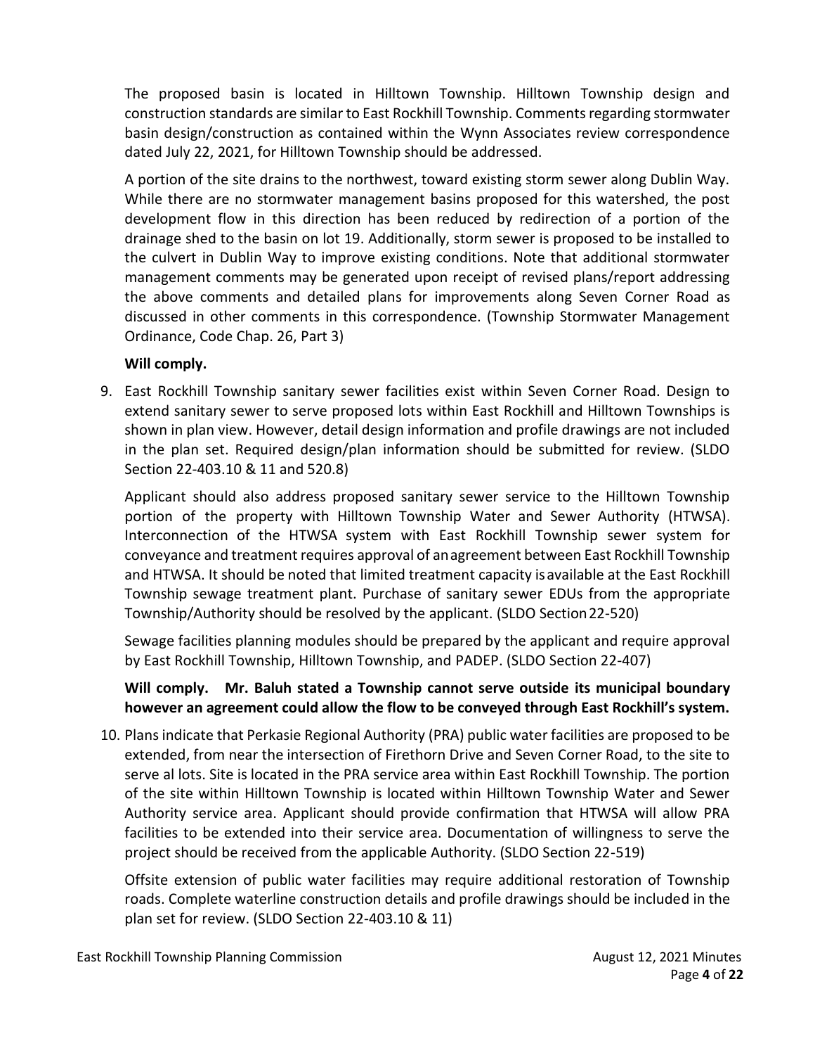The proposed basin is located in Hilltown Township. Hilltown Township design and construction standards are similar to East Rockhill Township. Comments regarding stormwater basin design/construction as contained within the Wynn Associates review correspondence dated July 22, 2021, for Hilltown Township should be addressed.

A portion of the site drains to the northwest, toward existing storm sewer along Dublin Way. While there are no stormwater management basins proposed for this watershed, the post development flow in this direction has been reduced by redirection of a portion of the drainage shed to the basin on lot 19. Additionally, storm sewer is proposed to be installed to the culvert in Dublin Way to improve existing conditions. Note that additional stormwater management comments may be generated upon receipt of revised plans/report addressing the above comments and detailed plans for improvements along Seven Corner Road as discussed in other comments in this correspondence. (Township Stormwater Management Ordinance, Code Chap. 26, Part 3)

**Will comply.**

9. East Rockhill Township sanitary sewer facilities exist within Seven Corner Road. Design to extend sanitary sewer to serve proposed lots within East Rockhill and Hilltown Townships is shown in plan view. However, detail design information and profile drawings are not included in the plan set. Required design/plan information should be submitted for review. (SLDO Section 22-403.10 & 11 and 520.8)

   Applicant should also address proposed sanitary sewer service to the Hilltown Township portion of the property with Hilltown Township Water and Sewer Authority (HTWSA). Interconnection of the HTWSA system with East Rockhill Township sewer system for conveyance and treatment requires approval of an agreement between East Rockhill Township and HTWSA. It should be noted that limited treatment capacity is available at the East Rockhill Township sewage treatment plant. Purchase of sanitary sewer EDUs from the appropriate Township/Authority should be resolved by the applicant. (SLDO Section 22-520)

   Sewage facilities planning modules should be prepared by the applicant and require approval by East Rockhill Township, Hilltown Township, and PADEP. (SLDO Section 22-407)

   **Will comply. Mr. Baluh stated a Township cannot serve outside its municipal boundary however an agreement could allow the flow to be conveyed through East Rockhill's system.**

10. Plans indicate that Perkasie Regional Authority (PRA) public water facilities are proposed to be extended, from near the intersection of Firethorn Drive and Seven Corner Road, to the site to serve al lots. Site is located in the PRA service area within East Rockhill Township. The portion of the site within Hilltown Township is located within Hilltown Township Water and Sewer Authority service area. Applicant should provide confirmation that HTWSA will allow PRA facilities to be extended into their service area. Documentation of willingness to serve the project should be received from the applicable Authority. (SLDO Section 22-519)

    Offsite extension of public water facilities may require additional restoration of Township roads. Complete waterline construction details and profile drawings should be included in the plan set for review. (SLDO Section 22-403.10 & 11)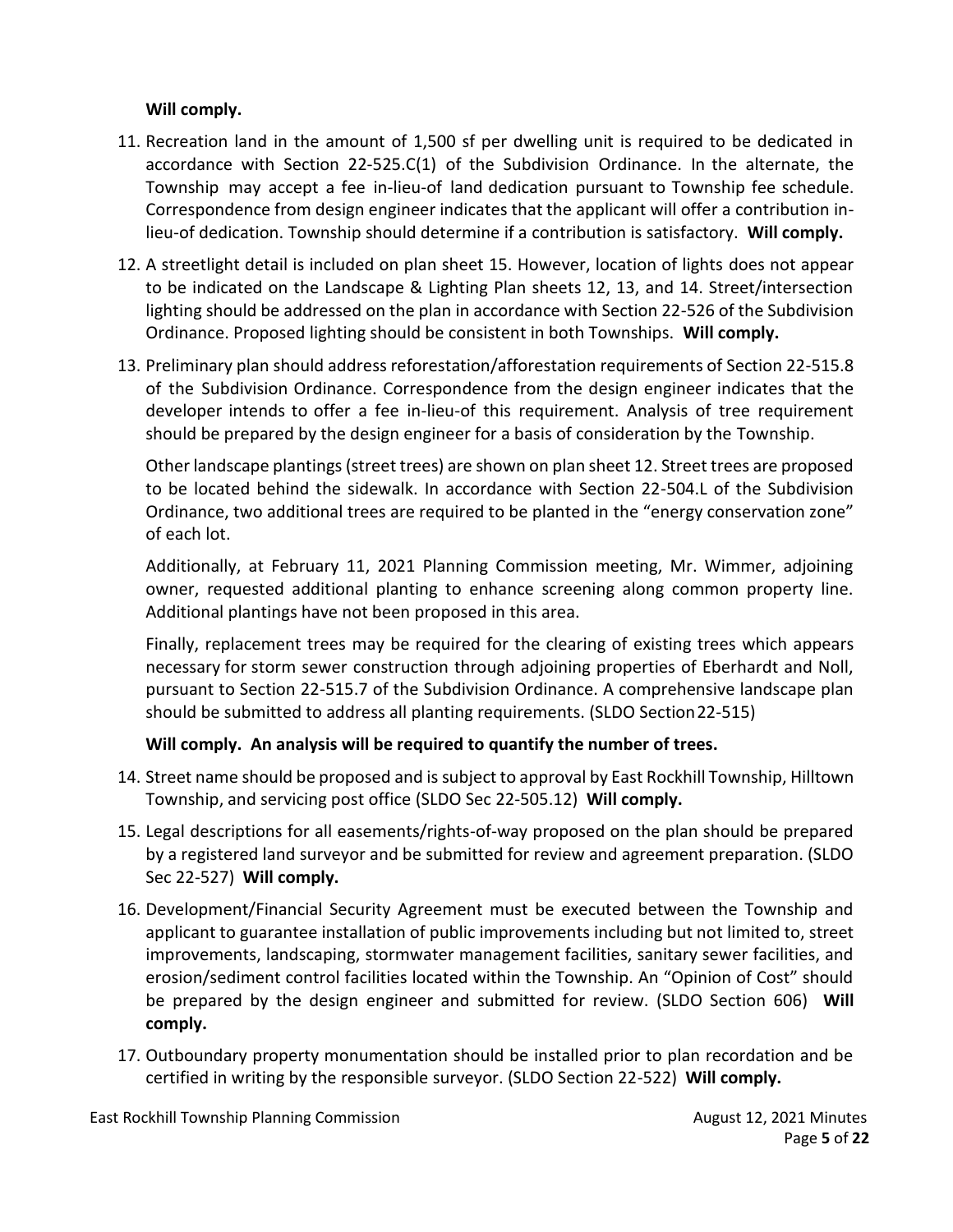**Will comply.**

11. Recreation land in the amount of 1,500 sf per dwelling unit is required to be dedicated in accordance with Section 22-525.C(1) of the Subdivision Ordinance. In the alternate, the Township may accept a fee in-lieu-of land dedication pursuant to Township fee schedule. Correspondence from design engineer indicates that the applicant will offer a contribution in-lieu-of dedication. Township should determine if a contribution is satisfactory. **Will comply.**

12. A streetlight detail is included on plan sheet 15. However, location of lights does not appear to be indicated on the Landscape & Lighting Plan sheets 12, 13, and 14. Street/intersection lighting should be addressed on the plan in accordance with Section 22-526 of the Subdivision Ordinance. Proposed lighting should be consistent in both Townships. **Will comply.**

13. Preliminary plan should address reforestation/afforestation requirements of Section 22-515.8 of the Subdivision Ordinance. Correspondence from the design engineer indicates that the developer intends to offer a fee in-lieu-of this requirement. Analysis of tree requirement should be prepared by the design engineer for a basis of consideration by the Township.

    Other landscape plantings (street trees) are shown on plan sheet 12. Street trees are proposed to be located behind the sidewalk. In accordance with Section 22-504.L of the Subdivision Ordinance, two additional trees are required to be planted in the "energy conservation zone" of each lot.

    Additionally, at February 11, 2021 Planning Commission meeting, Mr. Wimmer, adjoining owner, requested additional planting to enhance screening along common property line. Additional plantings have not been proposed in this area.

    Finally, replacement trees may be required for the clearing of existing trees which appears necessary for storm sewer construction through adjoining properties of Eberhardt and Noll, pursuant to Section 22-515.7 of the Subdivision Ordinance. A comprehensive landscape plan should be submitted to address all planting requirements. (SLDO Section 22-515)

    **Will comply. An analysis will be required to quantify the number of trees.**

14. Street name should be proposed and is subject to approval by East Rockhill Township, Hilltown Township, and servicing post office (SLDO Sec 22-505.12) **Will comply.**

15. Legal descriptions for all easements/rights-of-way proposed on the plan should be prepared by a registered land surveyor and be submitted for review and agreement preparation. (SLDO Sec 22-527) **Will comply.**

16. Development/Financial Security Agreement must be executed between the Township and applicant to guarantee installation of public improvements including but not limited to, street improvements, landscaping, stormwater management facilities, sanitary sewer facilities, and erosion/sediment control facilities located within the Township. An "Opinion of Cost" should be prepared by the design engineer and submitted for review. (SLDO Section 606) **Will comply.**

17. Outboundary property monumentation should be installed prior to plan recordation and be certified in writing by the responsible surveyor. (SLDO Section 22-522) **Will comply.**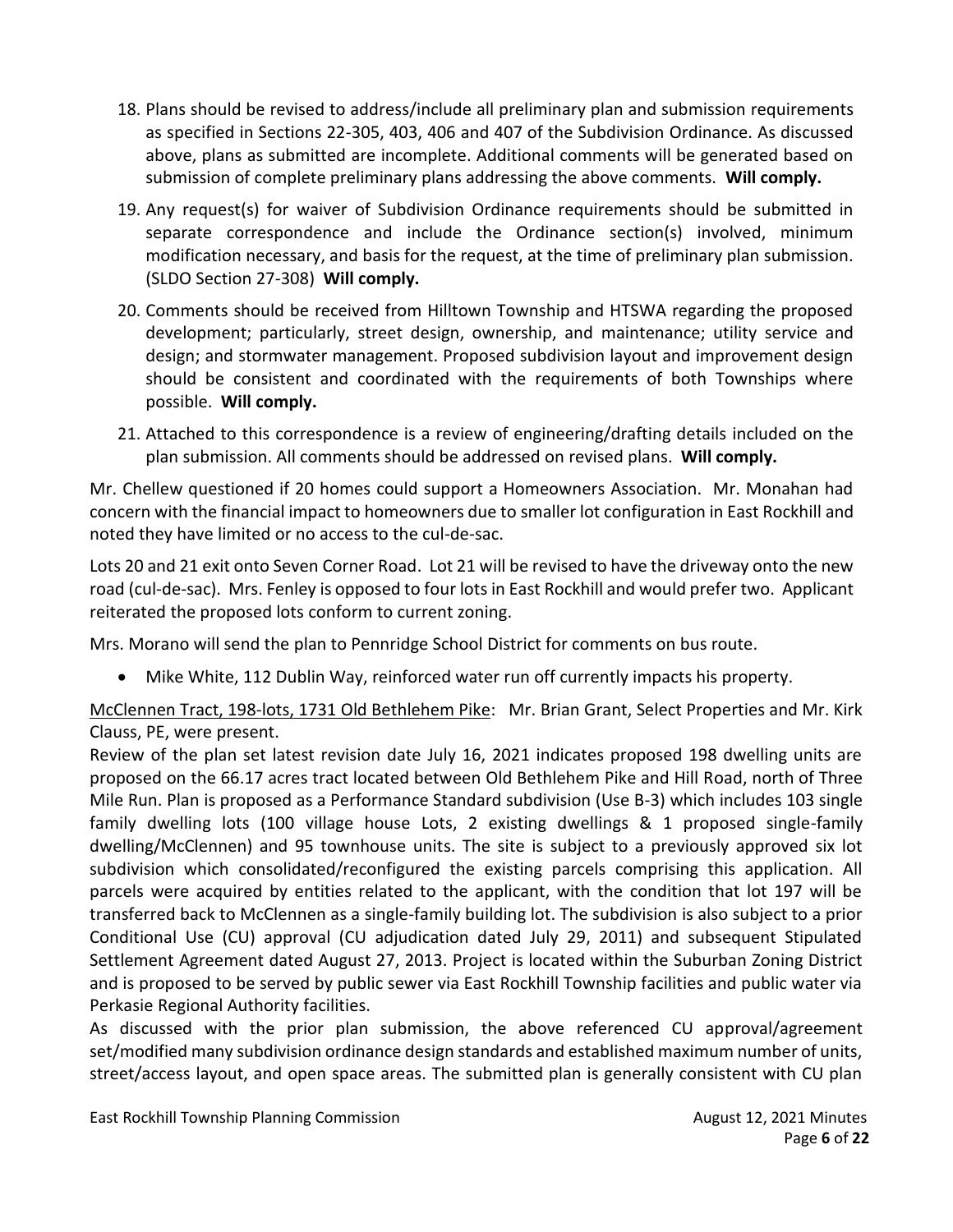18. Plans should be revised to address/include all preliminary plan and submission requirements as specified in Sections 22-305, 403, 406 and 407 of the Subdivision Ordinance. As discussed above, plans as submitted are incomplete. Additional comments will be generated based on submission of complete preliminary plans addressing the above comments. **Will comply.**
19. Any request(s) for waiver of Subdivision Ordinance requirements should be submitted in separate correspondence and include the Ordinance section(s) involved, minimum modification necessary, and basis for the request, at the time of preliminary plan submission. (SLDO Section 27-308) **Will comply.**
20. Comments should be received from Hilltown Township and HTSWA regarding the proposed development; particularly, street design, ownership, and maintenance; utility service and design; and stormwater management. Proposed subdivision layout and improvement design should be consistent and coordinated with the requirements of both Townships where possible. **Will comply.**
21. Attached to this correspondence is a review of engineering/drafting details included on the plan submission. All comments should be addressed on revised plans. **Will comply.**

Mr. Chellew questioned if 20 homes could support a Homeowners Association. Mr. Monahan had concern with the financial impact to homeowners due to smaller lot configuration in East Rockhill and noted they have limited or no access to the cul-de-sac.

Lots 20 and 21 exit onto Seven Corner Road. Lot 21 will be revised to have the driveway onto the new road (cul-de-sac). Mrs. Fenley is opposed to four lots in East Rockhill and would prefer two. Applicant reiterated the proposed lots conform to current zoning.

Mrs. Morano will send the plan to Pennridge School District for comments on bus route.

- Mike White, 112 Dublin Way, reinforced water run off currently impacts his property.

<u>McClennen Tract, 198-lots, 1731 Old Bethlehem Pike</u>: Mr. Brian Grant, Select Properties and Mr. Kirk Clauss, PE, were present.

Review of the plan set latest revision date July 16, 2021 indicates proposed 198 dwelling units are proposed on the 66.17 acres tract located between Old Bethlehem Pike and Hill Road, north of Three Mile Run. Plan is proposed as a Performance Standard subdivision (Use B-3) which includes 103 single family dwelling lots (100 village house Lots, 2 existing dwellings & 1 proposed single-family dwelling/McClennen) and 95 townhouse units. The site is subject to a previously approved six lot subdivision which consolidated/reconfigured the existing parcels comprising this application. All parcels were acquired by entities related to the applicant, with the condition that lot 197 will be transferred back to McClennen as a single-family building lot. The subdivision is also subject to a prior Conditional Use (CU) approval (CU adjudication dated July 29, 2011) and subsequent Stipulated Settlement Agreement dated August 27, 2013. Project is located within the Suburban Zoning District and is proposed to be served by public sewer via East Rockhill Township facilities and public water via Perkasie Regional Authority facilities.

As discussed with the prior plan submission, the above referenced CU approval/agreement set/modified many subdivision ordinance design standards and established maximum number of units, street/access layout, and open space areas. The submitted plan is generally consistent with CU plan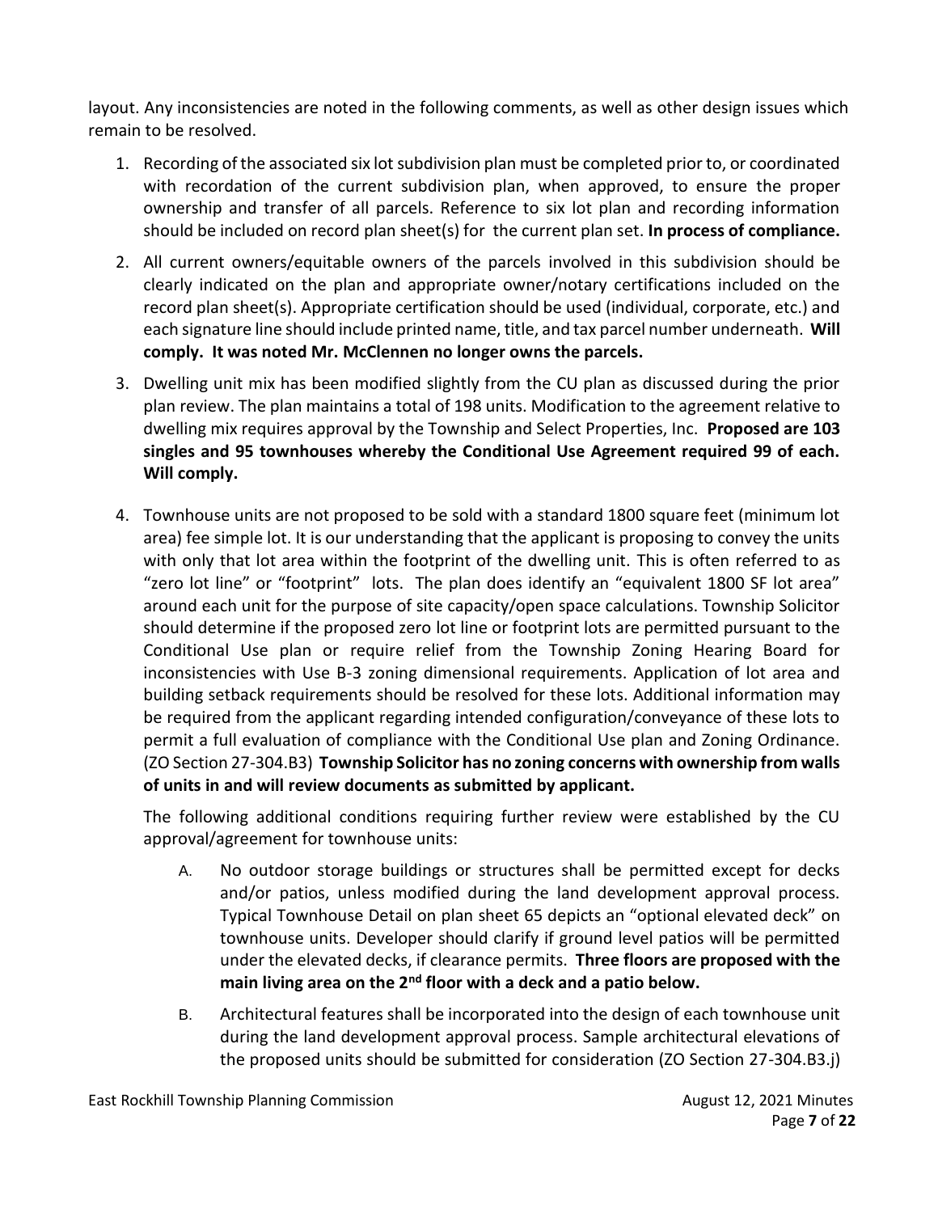layout. Any inconsistencies are noted in the following comments, as well as other design issues which remain to be resolved.

1. Recording of the associated six lot subdivision plan must be completed prior to, or coordinated with recordation of the current subdivision plan, when approved, to ensure the proper ownership and transfer of all parcels. Reference to six lot plan and recording information should be included on record plan sheet(s) for the current plan set. **In process of compliance.**

2. All current owners/equitable owners of the parcels involved in this subdivision should be clearly indicated on the plan and appropriate owner/notary certifications included on the record plan sheet(s). Appropriate certification should be used (individual, corporate, etc.) and each signature line should include printed name, title, and tax parcel number underneath. **Will comply. It was noted Mr. McClennen no longer owns the parcels.**

3. Dwelling unit mix has been modified slightly from the CU plan as discussed during the prior plan review. The plan maintains a total of 198 units. Modification to the agreement relative to dwelling mix requires approval by the Township and Select Properties, Inc. **Proposed are 103 singles and 95 townhouses whereby the Conditional Use Agreement required 99 of each. Will comply.**

4. Townhouse units are not proposed to be sold with a standard 1800 square feet (minimum lot area) fee simple lot. It is our understanding that the applicant is proposing to convey the units with only that lot area within the footprint of the dwelling unit. This is often referred to as "zero lot line" or "footprint" lots. The plan does identify an "equivalent 1800 SF lot area" around each unit for the purpose of site capacity/open space calculations. Township Solicitor should determine if the proposed zero lot line or footprint lots are permitted pursuant to the Conditional Use plan or require relief from the Township Zoning Hearing Board for inconsistencies with Use B-3 zoning dimensional requirements. Application of lot area and building setback requirements should be resolved for these lots. Additional information may be required from the applicant regarding intended configuration/conveyance of these lots to permit a full evaluation of compliance with the Conditional Use plan and Zoning Ordinance. (ZO Section 27-304.B3) **Township Solicitor has no zoning concerns with ownership from walls of units in and will review documents as submitted by applicant.**

   The following additional conditions requiring further review were established by the CU approval/agreement for townhouse units:

   A. No outdoor storage buildings or structures shall be permitted except for decks and/or patios, unless modified during the land development approval process. Typical Townhouse Detail on plan sheet 65 depicts an "optional elevated deck" on townhouse units. Developer should clarify if ground level patios will be permitted under the elevated decks, if clearance permits. **Three floors are proposed with the main living area on the 2nd floor with a deck and a patio below.**

   B. Architectural features shall be incorporated into the design of each townhouse unit during the land development approval process. Sample architectural elevations of the proposed units should be submitted for consideration (ZO Section 27-304.B3.j)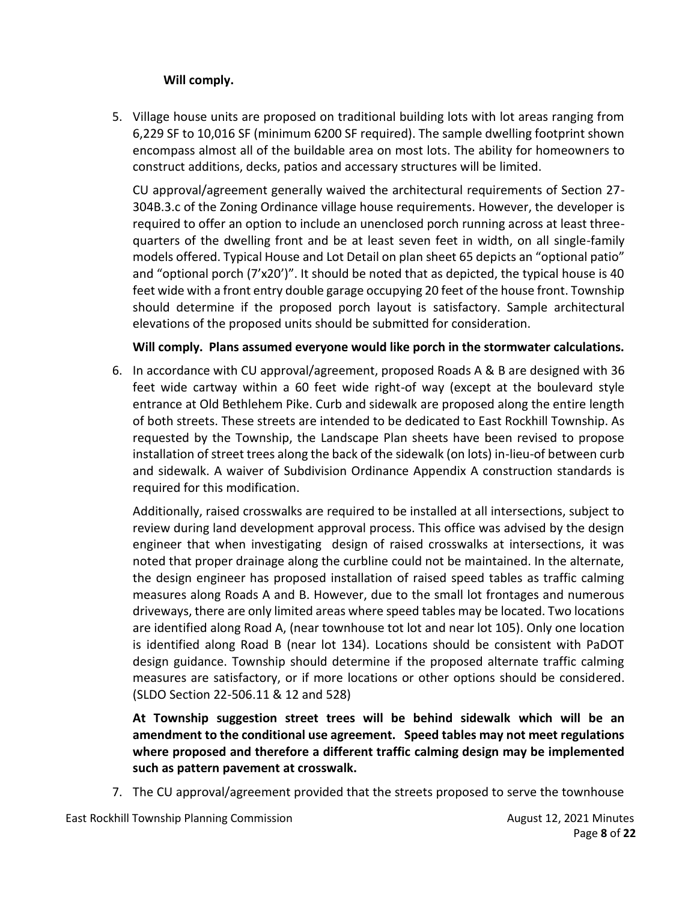**Will comply.**

5. Village house units are proposed on traditional building lots with lot areas ranging from 6,229 SF to 10,016 SF (minimum 6200 SF required). The sample dwelling footprint shown encompass almost all of the buildable area on most lots. The ability for homeowners to construct additions, decks, patios and accessary structures will be limited.

   CU approval/agreement generally waived the architectural requirements of Section 27-304B.3.c of the Zoning Ordinance village house requirements. However, the developer is required to offer an option to include an unenclosed porch running across at least three-quarters of the dwelling front and be at least seven feet in width, on all single-family models offered. Typical House and Lot Detail on plan sheet 65 depicts an "optional patio" and "optional porch (7'x20')". It should be noted that as depicted, the typical house is 40 feet wide with a front entry double garage occupying 20 feet of the house front. Township should determine if the proposed porch layout is satisfactory. Sample architectural elevations of the proposed units should be submitted for consideration.

   **Will comply. Plans assumed everyone would like porch in the stormwater calculations.**

6. In accordance with CU approval/agreement, proposed Roads A & B are designed with 36 feet wide cartway within a 60 feet wide right-of way (except at the boulevard style entrance at Old Bethlehem Pike. Curb and sidewalk are proposed along the entire length of both streets. These streets are intended to be dedicated to East Rockhill Township. As requested by the Township, the Landscape Plan sheets have been revised to propose installation of street trees along the back of the sidewalk (on lots) in-lieu-of between curb and sidewalk. A waiver of Subdivision Ordinance Appendix A construction standards is required for this modification.

   Additionally, raised crosswalks are required to be installed at all intersections, subject to review during land development approval process. This office was advised by the design engineer that when investigating design of raised crosswalks at intersections, it was noted that proper drainage along the curbline could not be maintained. In the alternate, the design engineer has proposed installation of raised speed tables as traffic calming measures along Roads A and B. However, due to the small lot frontages and numerous driveways, there are only limited areas where speed tables may be located. Two locations are identified along Road A, (near townhouse tot lot and near lot 105). Only one location is identified along Road B (near lot 134). Locations should be consistent with PaDOT design guidance. Township should determine if the proposed alternate traffic calming measures are satisfactory, or if more locations or other options should be considered. (SLDO Section 22-506.11 & 12 and 528)

   **At Township suggestion street trees will be behind sidewalk which will be an amendment to the conditional use agreement. Speed tables may not meet regulations where proposed and therefore a different traffic calming design may be implemented such as pattern pavement at crosswalk.**

7. The CU approval/agreement provided that the streets proposed to serve the townhouse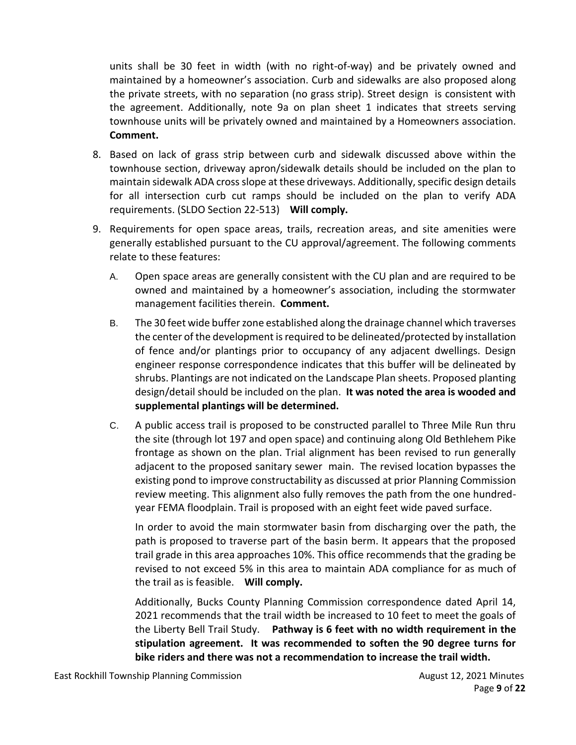units shall be 30 feet in width (with no right-of-way) and be privately owned and maintained by a homeowner's association. Curb and sidewalks are also proposed along the private streets, with no separation (no grass strip). Street design is consistent with the agreement. Additionally, note 9a on plan sheet 1 indicates that streets serving townhouse units will be privately owned and maintained by a Homeowners association. **Comment.**

8. Based on lack of grass strip between curb and sidewalk discussed above within the townhouse section, driveway apron/sidewalk details should be included on the plan to maintain sidewalk ADA cross slope at these driveways. Additionally, specific design details for all intersection curb cut ramps should be included on the plan to verify ADA requirements. (SLDO Section 22-513) **Will comply.**

9. Requirements for open space areas, trails, recreation areas, and site amenities were generally established pursuant to the CU approval/agreement. The following comments relate to these features:

   A. Open space areas are generally consistent with the CU plan and are required to be owned and maintained by a homeowner's association, including the stormwater management facilities therein. **Comment.**

   B. The 30 feet wide buffer zone established along the drainage channel which traverses the center of the development is required to be delineated/protected by installation of fence and/or plantings prior to occupancy of any adjacent dwellings. Design engineer response correspondence indicates that this buffer will be delineated by shrubs. Plantings are not indicated on the Landscape Plan sheets. Proposed planting design/detail should be included on the plan. **It was noted the area is wooded and supplemental plantings will be determined.**

   C. A public access trail is proposed to be constructed parallel to Three Mile Run thru the site (through lot 197 and open space) and continuing along Old Bethlehem Pike frontage as shown on the plan. Trial alignment has been revised to run generally adjacent to the proposed sanitary sewer main. The revised location bypasses the existing pond to improve constructability as discussed at prior Planning Commission review meeting. This alignment also fully removes the path from the one hundred-year FEMA floodplain. Trail is proposed with an eight feet wide paved surface.

      In order to avoid the main stormwater basin from discharging over the path, the path is proposed to traverse part of the basin berm. It appears that the proposed trail grade in this area approaches 10%. This office recommends that the grading be revised to not exceed 5% in this area to maintain ADA compliance for as much of the trail as is feasible. **Will comply.**

      Additionally, Bucks County Planning Commission correspondence dated April 14, 2021 recommends that the trail width be increased to 10 feet to meet the goals of the Liberty Bell Trail Study. **Pathway is 6 feet with no width requirement in the stipulation agreement. It was recommended to soften the 90 degree turns for bike riders and there was not a recommendation to increase the trail width.**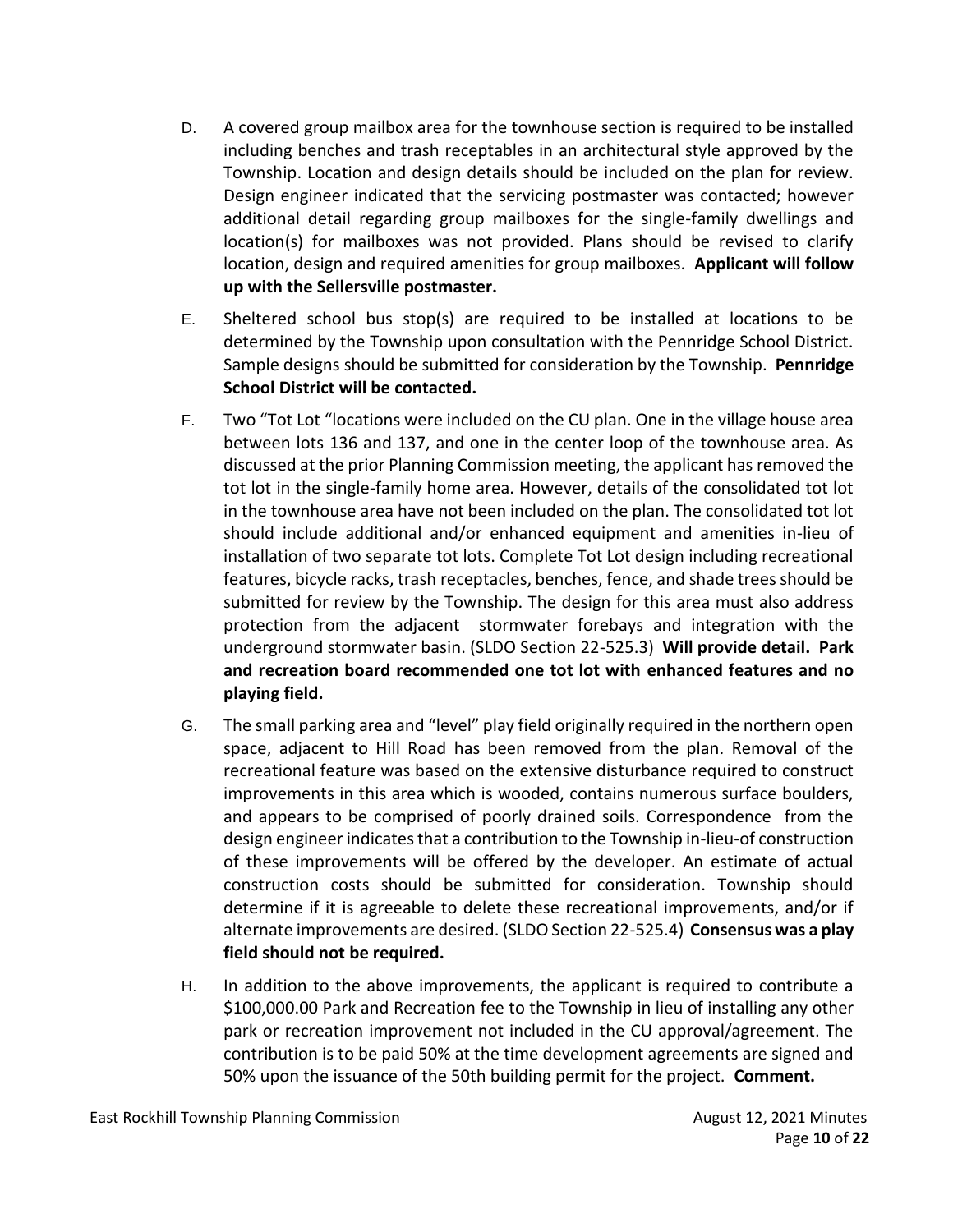D. A covered group mailbox area for the townhouse section is required to be installed including benches and trash receptables in an architectural style approved by the Township. Location and design details should be included on the plan for review. Design engineer indicated that the servicing postmaster was contacted; however additional detail regarding group mailboxes for the single-family dwellings and location(s) for mailboxes was not provided. Plans should be revised to clarify location, design and required amenities for group mailboxes. **Applicant will follow up with the Sellersville postmaster.**

E. Sheltered school bus stop(s) are required to be installed at locations to be determined by the Township upon consultation with the Pennridge School District. Sample designs should be submitted for consideration by the Township. **Pennridge School District will be contacted.**

F. Two "Tot Lot "locations were included on the CU plan. One in the village house area between lots 136 and 137, and one in the center loop of the townhouse area. As discussed at the prior Planning Commission meeting, the applicant has removed the tot lot in the single-family home area. However, details of the consolidated tot lot in the townhouse area have not been included on the plan. The consolidated tot lot should include additional and/or enhanced equipment and amenities in-lieu of installation of two separate tot lots. Complete Tot Lot design including recreational features, bicycle racks, trash receptacles, benches, fence, and shade trees should be submitted for review by the Township. The design for this area must also address protection from the adjacent stormwater forebays and integration with the underground stormwater basin. (SLDO Section 22-525.3) **Will provide detail. Park and recreation board recommended one tot lot with enhanced features and no playing field.**

G. The small parking area and "level" play field originally required in the northern open space, adjacent to Hill Road has been removed from the plan. Removal of the recreational feature was based on the extensive disturbance required to construct improvements in this area which is wooded, contains numerous surface boulders, and appears to be comprised of poorly drained soils. Correspondence from the design engineer indicates that a contribution to the Township in-lieu-of construction of these improvements will be offered by the developer. An estimate of actual construction costs should be submitted for consideration. Township should determine if it is agreeable to delete these recreational improvements, and/or if alternate improvements are desired. (SLDO Section 22-525.4) **Consensus was a play field should not be required.**

H. In addition to the above improvements, the applicant is required to contribute a \$100,000.00 Park and Recreation fee to the Township in lieu of installing any other park or recreation improvement not included in the CU approval/agreement. The contribution is to be paid 50% at the time development agreements are signed and 50% upon the issuance of the 50th building permit for the project. **Comment.**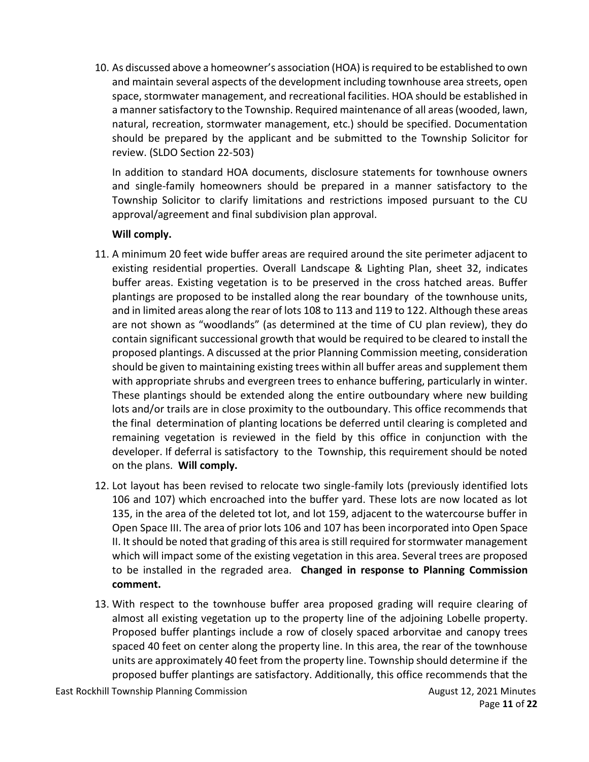10. As discussed above a homeowner's association (HOA) is required to be established to own and maintain several aspects of the development including townhouse area streets, open space, stormwater management, and recreational facilities. HOA should be established in a manner satisfactory to the Township. Required maintenance of all areas (wooded, lawn, natural, recreation, stormwater management, etc.) should be specified. Documentation should be prepared by the applicant and be submitted to the Township Solicitor for review. (SLDO Section 22-503)

    In addition to standard HOA documents, disclosure statements for townhouse owners and single-family homeowners should be prepared in a manner satisfactory to the Township Solicitor to clarify limitations and restrictions imposed pursuant to the CU approval/agreement and final subdivision plan approval.

    **Will comply.**

11. A minimum 20 feet wide buffer areas are required around the site perimeter adjacent to existing residential properties. Overall Landscape & Lighting Plan, sheet 32, indicates buffer areas. Existing vegetation is to be preserved in the cross hatched areas. Buffer plantings are proposed to be installed along the rear boundary of the townhouse units, and in limited areas along the rear of lots 108 to 113 and 119 to 122. Although these areas are not shown as "woodlands" (as determined at the time of CU plan review), they do contain significant successional growth that would be required to be cleared to install the proposed plantings. A discussed at the prior Planning Commission meeting, consideration should be given to maintaining existing trees within all buffer areas and supplement them with appropriate shrubs and evergreen trees to enhance buffering, particularly in winter. These plantings should be extended along the entire outboundary where new building lots and/or trails are in close proximity to the outboundary. This office recommends that the final determination of planting locations be deferred until clearing is completed and remaining vegetation is reviewed in the field by this office in conjunction with the developer. If deferral is satisfactory to the Township, this requirement should be noted on the plans. **Will comply.**

12. Lot layout has been revised to relocate two single-family lots (previously identified lots 106 and 107) which encroached into the buffer yard. These lots are now located as lot 135, in the area of the deleted tot lot, and lot 159, adjacent to the watercourse buffer in Open Space III. The area of prior lots 106 and 107 has been incorporated into Open Space II. It should be noted that grading of this area is still required for stormwater management which will impact some of the existing vegetation in this area. Several trees are proposed to be installed in the regraded area. **Changed in response to Planning Commission comment.**

13. With respect to the townhouse buffer area proposed grading will require clearing of almost all existing vegetation up to the property line of the adjoining Lobelle property. Proposed buffer plantings include a row of closely spaced arborvitae and canopy trees spaced 40 feet on center along the property line. In this area, the rear of the townhouse units are approximately 40 feet from the property line. Township should determine if the proposed buffer plantings are satisfactory. Additionally, this office recommends that the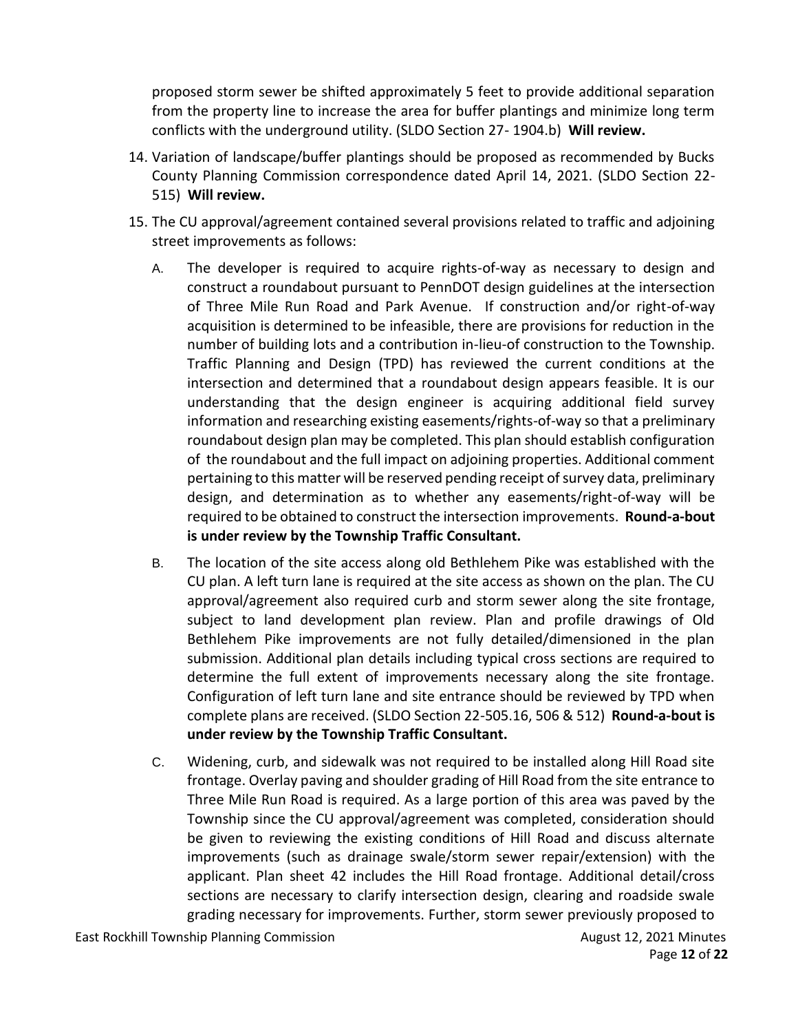proposed storm sewer be shifted approximately 5 feet to provide additional separation from the property line to increase the area for buffer plantings and minimize long term conflicts with the underground utility. (SLDO Section 27- 1904.b) **Will review.**

14. Variation of landscape/buffer plantings should be proposed as recommended by Bucks County Planning Commission correspondence dated April 14, 2021. (SLDO Section 22-515) **Will review.**

15. The CU approval/agreement contained several provisions related to traffic and adjoining street improvements as follows:

    A. The developer is required to acquire rights-of-way as necessary to design and construct a roundabout pursuant to PennDOT design guidelines at the intersection of Three Mile Run Road and Park Avenue. If construction and/or right-of-way acquisition is determined to be infeasible, there are provisions for reduction in the number of building lots and a contribution in-lieu-of construction to the Township. Traffic Planning and Design (TPD) has reviewed the current conditions at the intersection and determined that a roundabout design appears feasible. It is our understanding that the design engineer is acquiring additional field survey information and researching existing easements/rights-of-way so that a preliminary roundabout design plan may be completed. This plan should establish configuration of the roundabout and the full impact on adjoining properties. Additional comment pertaining to this matter will be reserved pending receipt of survey data, preliminary design, and determination as to whether any easements/right-of-way will be required to be obtained to construct the intersection improvements. **Round-a-bout is under review by the Township Traffic Consultant.**

    B. The location of the site access along old Bethlehem Pike was established with the CU plan. A left turn lane is required at the site access as shown on the plan. The CU approval/agreement also required curb and storm sewer along the site frontage, subject to land development plan review. Plan and profile drawings of Old Bethlehem Pike improvements are not fully detailed/dimensioned in the plan submission. Additional plan details including typical cross sections are required to determine the full extent of improvements necessary along the site frontage. Configuration of left turn lane and site entrance should be reviewed by TPD when complete plans are received. (SLDO Section 22-505.16, 506 & 512) **Round-a-bout is under review by the Township Traffic Consultant.**

    C. Widening, curb, and sidewalk was not required to be installed along Hill Road site frontage. Overlay paving and shoulder grading of Hill Road from the site entrance to Three Mile Run Road is required. As a large portion of this area was paved by the Township since the CU approval/agreement was completed, consideration should be given to reviewing the existing conditions of Hill Road and discuss alternate improvements (such as drainage swale/storm sewer repair/extension) with the applicant. Plan sheet 42 includes the Hill Road frontage. Additional detail/cross sections are necessary to clarify intersection design, clearing and roadside swale grading necessary for improvements. Further, storm sewer previously proposed to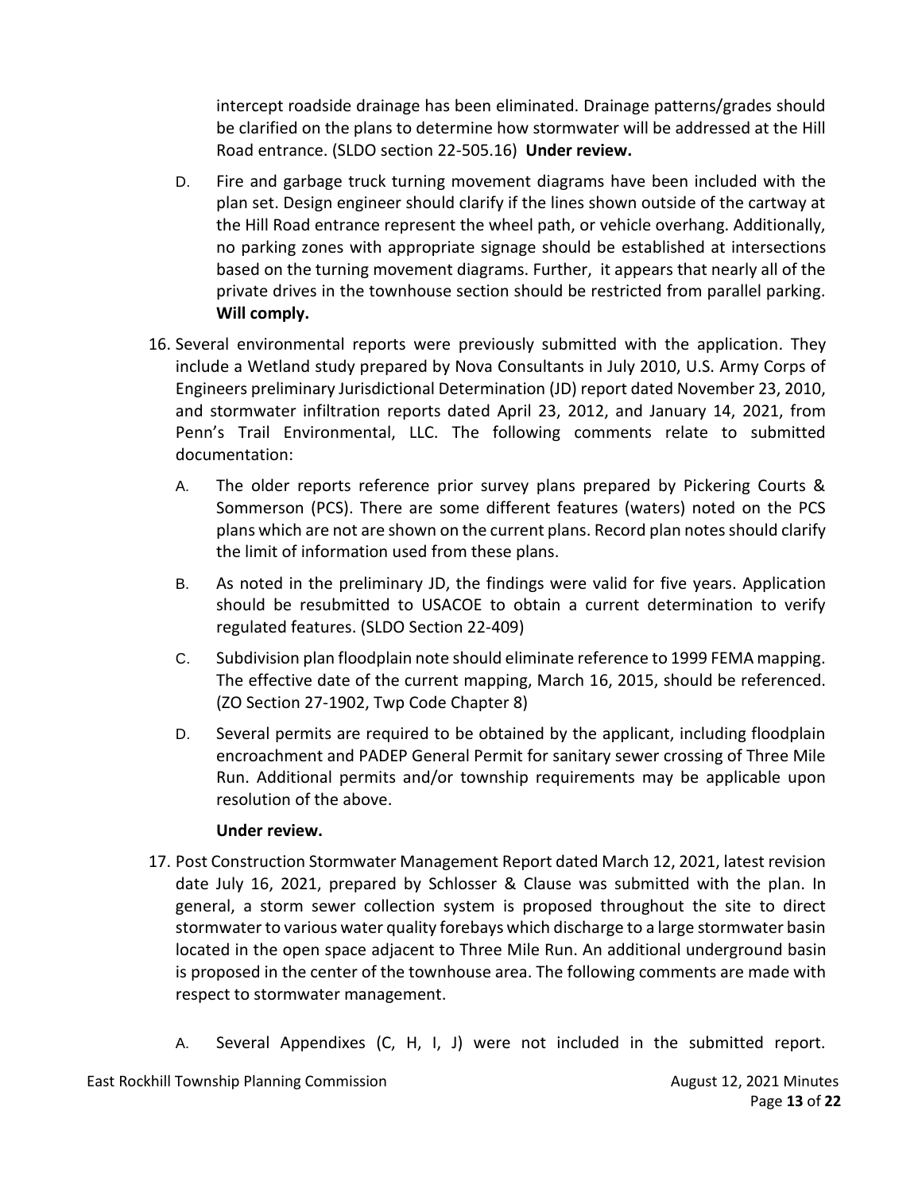intercept roadside drainage has been eliminated. Drainage patterns/grades should be clarified on the plans to determine how stormwater will be addressed at the Hill Road entrance. (SLDO section 22-505.16) **Under review.**

D. Fire and garbage truck turning movement diagrams have been included with the plan set. Design engineer should clarify if the lines shown outside of the cartway at the Hill Road entrance represent the wheel path, or vehicle overhang. Additionally, no parking zones with appropriate signage should be established at intersections based on the turning movement diagrams. Further, it appears that nearly all of the private drives in the townhouse section should be restricted from parallel parking. **Will comply.**

16. Several environmental reports were previously submitted with the application. They include a Wetland study prepared by Nova Consultants in July 2010, U.S. Army Corps of Engineers preliminary Jurisdictional Determination (JD) report dated November 23, 2010, and stormwater infiltration reports dated April 23, 2012, and January 14, 2021, from Penn's Trail Environmental, LLC. The following comments relate to submitted documentation:

    A. The older reports reference prior survey plans prepared by Pickering Courts & Sommerson (PCS). There are some different features (waters) noted on the PCS plans which are not are shown on the current plans. Record plan notes should clarify the limit of information used from these plans.

    B. As noted in the preliminary JD, the findings were valid for five years. Application should be resubmitted to USACOE to obtain a current determination to verify regulated features. (SLDO Section 22-409)

    C. Subdivision plan floodplain note should eliminate reference to 1999 FEMA mapping. The effective date of the current mapping, March 16, 2015, should be referenced. (ZO Section 27-1902, Twp Code Chapter 8)

    D. Several permits are required to be obtained by the applicant, including floodplain encroachment and PADEP General Permit for sanitary sewer crossing of Three Mile Run. Additional permits and/or township requirements may be applicable upon resolution of the above.

    **Under review.**

17. Post Construction Stormwater Management Report dated March 12, 2021, latest revision date July 16, 2021, prepared by Schlosser & Clause was submitted with the plan. In general, a storm sewer collection system is proposed throughout the site to direct stormwater to various water quality forebays which discharge to a large stormwater basin located in the open space adjacent to Three Mile Run. An additional underground basin is proposed in the center of the townhouse area. The following comments are made with respect to stormwater management.

    A. Several Appendixes (C, H, I, J) were not included in the submitted report.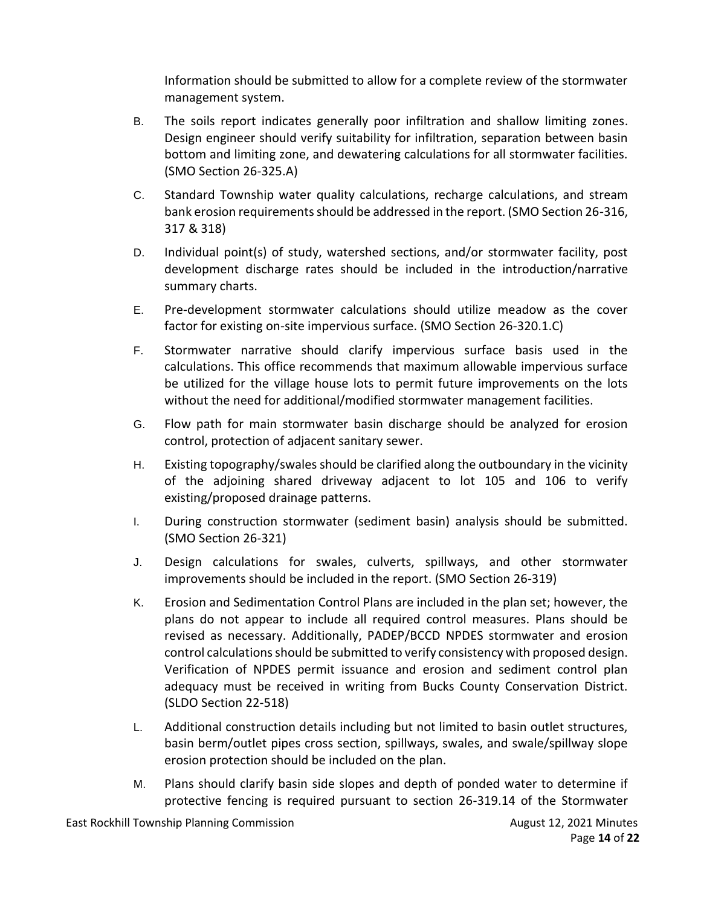Information should be submitted to allow for a complete review of the stormwater management system.

B. The soils report indicates generally poor infiltration and shallow limiting zones. Design engineer should verify suitability for infiltration, separation between basin bottom and limiting zone, and dewatering calculations for all stormwater facilities. (SMO Section 26-325.A)

C. Standard Township water quality calculations, recharge calculations, and stream bank erosion requirements should be addressed in the report. (SMO Section 26-316, 317 & 318)

D. Individual point(s) of study, watershed sections, and/or stormwater facility, post development discharge rates should be included in the introduction/narrative summary charts.

E. Pre-development stormwater calculations should utilize meadow as the cover factor for existing on-site impervious surface. (SMO Section 26-320.1.C)

F. Stormwater narrative should clarify impervious surface basis used in the calculations. This office recommends that maximum allowable impervious surface be utilized for the village house lots to permit future improvements on the lots without the need for additional/modified stormwater management facilities.

G. Flow path for main stormwater basin discharge should be analyzed for erosion control, protection of adjacent sanitary sewer.

H. Existing topography/swales should be clarified along the outboundary in the vicinity of the adjoining shared driveway adjacent to lot 105 and 106 to verify existing/proposed drainage patterns.

I. During construction stormwater (sediment basin) analysis should be submitted. (SMO Section 26-321)

J. Design calculations for swales, culverts, spillways, and other stormwater improvements should be included in the report. (SMO Section 26-319)

K. Erosion and Sedimentation Control Plans are included in the plan set; however, the plans do not appear to include all required control measures. Plans should be revised as necessary. Additionally, PADEP/BCCD NPDES stormwater and erosion control calculations should be submitted to verify consistency with proposed design. Verification of NPDES permit issuance and erosion and sediment control plan adequacy must be received in writing from Bucks County Conservation District. (SLDO Section 22-518)

L. Additional construction details including but not limited to basin outlet structures, basin berm/outlet pipes cross section, spillways, swales, and swale/spillway slope erosion protection should be included on the plan.

M. Plans should clarify basin side slopes and depth of ponded water to determine if protective fencing is required pursuant to section 26-319.14 of the Stormwater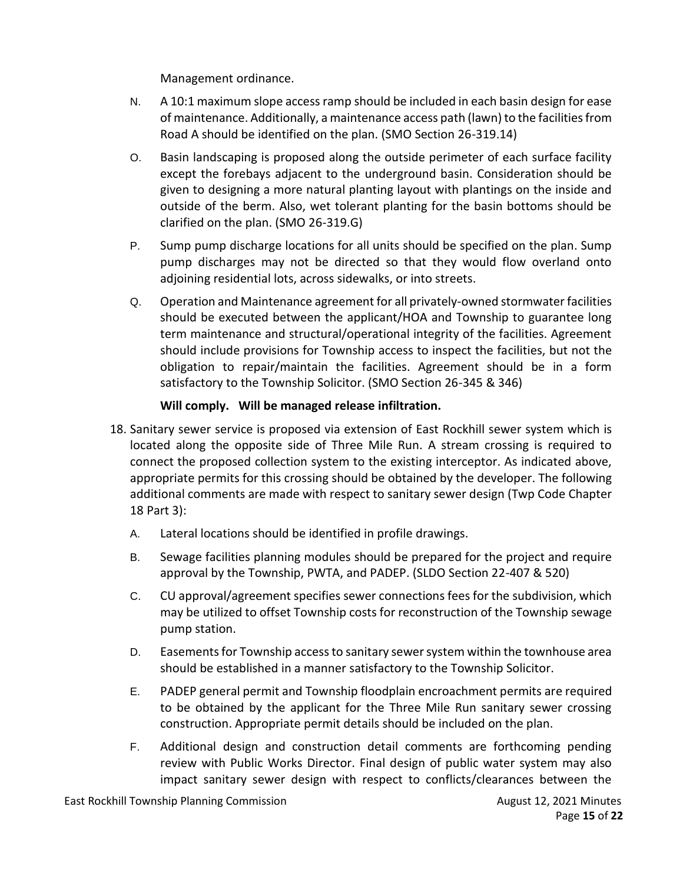Management ordinance.

N. A 10:1 maximum slope access ramp should be included in each basin design for ease of maintenance. Additionally, a maintenance access path (lawn) to the facilities from Road A should be identified on the plan. (SMO Section 26-319.14)

O. Basin landscaping is proposed along the outside perimeter of each surface facility except the forebays adjacent to the underground basin. Consideration should be given to designing a more natural planting layout with plantings on the inside and outside of the berm. Also, wet tolerant planting for the basin bottoms should be clarified on the plan. (SMO 26-319.G)

P. Sump pump discharge locations for all units should be specified on the plan. Sump pump discharges may not be directed so that they would flow overland onto adjoining residential lots, across sidewalks, or into streets.

Q. Operation and Maintenance agreement for all privately-owned stormwater facilities should be executed between the applicant/HOA and Township to guarantee long term maintenance and structural/operational integrity of the facilities. Agreement should include provisions for Township access to inspect the facilities, but not the obligation to repair/maintain the facilities. Agreement should be in a form satisfactory to the Township Solicitor. (SMO Section 26-345 & 346)

**Will comply. Will be managed release infiltration.**

18. Sanitary sewer service is proposed via extension of East Rockhill sewer system which is located along the opposite side of Three Mile Run. A stream crossing is required to connect the proposed collection system to the existing interceptor. As indicated above, appropriate permits for this crossing should be obtained by the developer. The following additional comments are made with respect to sanitary sewer design (Twp Code Chapter 18 Part 3):

    A. Lateral locations should be identified in profile drawings.

    B. Sewage facilities planning modules should be prepared for the project and require approval by the Township, PWTA, and PADEP. (SLDO Section 22-407 & 520)

    C. CU approval/agreement specifies sewer connections fees for the subdivision, which may be utilized to offset Township costs for reconstruction of the Township sewage pump station.

    D. Easements for Township access to sanitary sewer system within the townhouse area should be established in a manner satisfactory to the Township Solicitor.

    E. PADEP general permit and Township floodplain encroachment permits are required to be obtained by the applicant for the Three Mile Run sanitary sewer crossing construction. Appropriate permit details should be included on the plan.

    F. Additional design and construction detail comments are forthcoming pending review with Public Works Director. Final design of public water system may also impact sanitary sewer design with respect to conflicts/clearances between the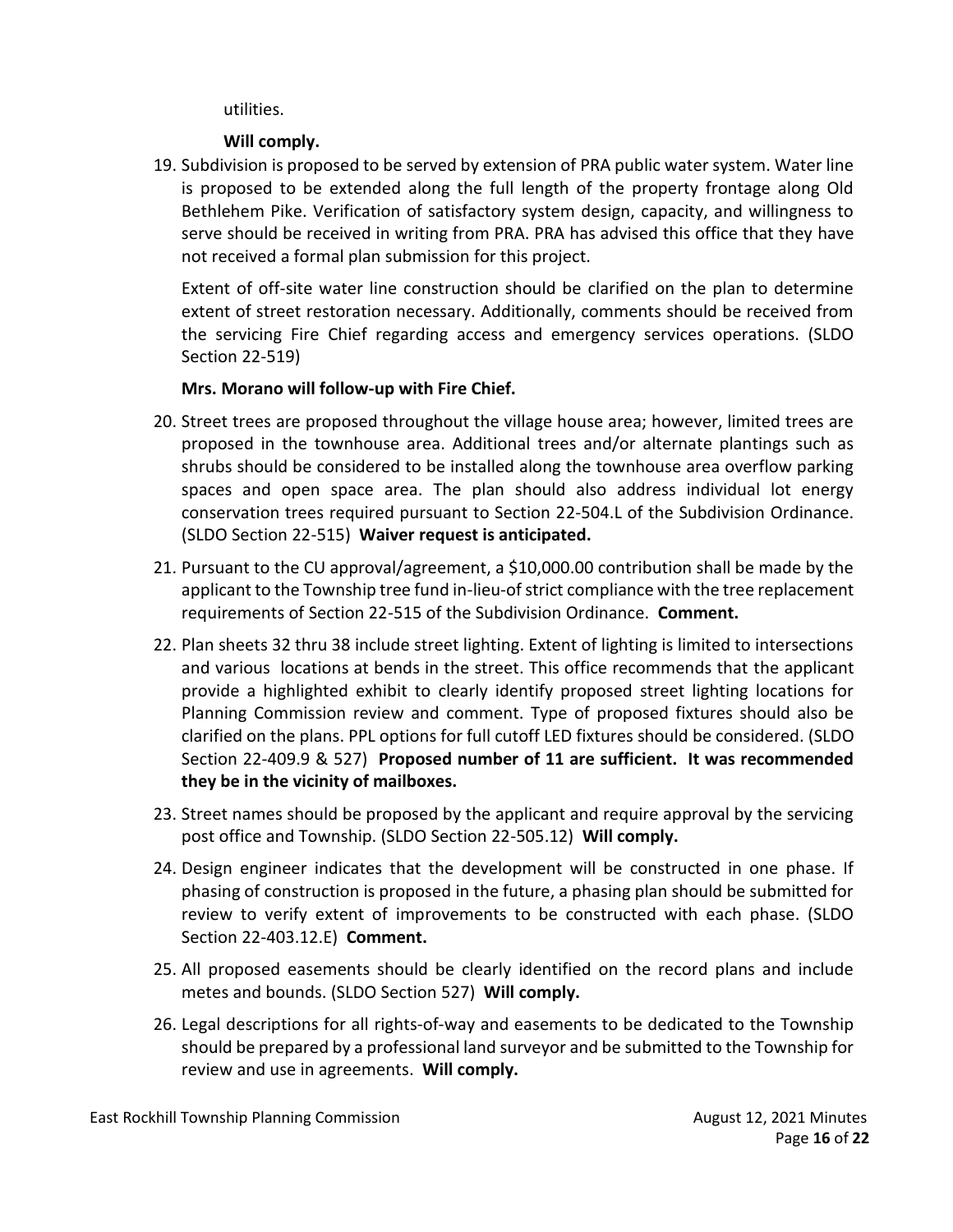utilities.

**Will comply.**

19. Subdivision is proposed to be served by extension of PRA public water system. Water line is proposed to be extended along the full length of the property frontage along Old Bethlehem Pike. Verification of satisfactory system design, capacity, and willingness to serve should be received in writing from PRA. PRA has advised this office that they have not received a formal plan submission for this project.

    Extent of off-site water line construction should be clarified on the plan to determine extent of street restoration necessary. Additionally, comments should be received from the servicing Fire Chief regarding access and emergency services operations. (SLDO Section 22-519)

    **Mrs. Morano will follow-up with Fire Chief.**

20. Street trees are proposed throughout the village house area; however, limited trees are proposed in the townhouse area. Additional trees and/or alternate plantings such as shrubs should be considered to be installed along the townhouse area overflow parking spaces and open space area. The plan should also address individual lot energy conservation trees required pursuant to Section 22-504.L of the Subdivision Ordinance. (SLDO Section 22-515) **Waiver request is anticipated.**

21. Pursuant to the CU approval/agreement, a $10,000.00 contribution shall be made by the applicant to the Township tree fund in-lieu-of strict compliance with the tree replacement requirements of Section 22-515 of the Subdivision Ordinance. **Comment.**

22. Plan sheets 32 thru 38 include street lighting. Extent of lighting is limited to intersections and various locations at bends in the street. This office recommends that the applicant provide a highlighted exhibit to clearly identify proposed street lighting locations for Planning Commission review and comment. Type of proposed fixtures should also be clarified on the plans. PPL options for full cutoff LED fixtures should be considered. (SLDO Section 22-409.9 & 527) **Proposed number of 11 are sufficient. It was recommended they be in the vicinity of mailboxes.**

23. Street names should be proposed by the applicant and require approval by the servicing post office and Township. (SLDO Section 22-505.12) **Will comply.**

24. Design engineer indicates that the development will be constructed in one phase. If phasing of construction is proposed in the future, a phasing plan should be submitted for review to verify extent of improvements to be constructed with each phase. (SLDO Section 22-403.12.E) **Comment.**

25. All proposed easements should be clearly identified on the record plans and include metes and bounds. (SLDO Section 527) **Will comply.**

26. Legal descriptions for all rights-of-way and easements to be dedicated to the Township should be prepared by a professional land surveyor and be submitted to the Township for review and use in agreements. **Will comply.**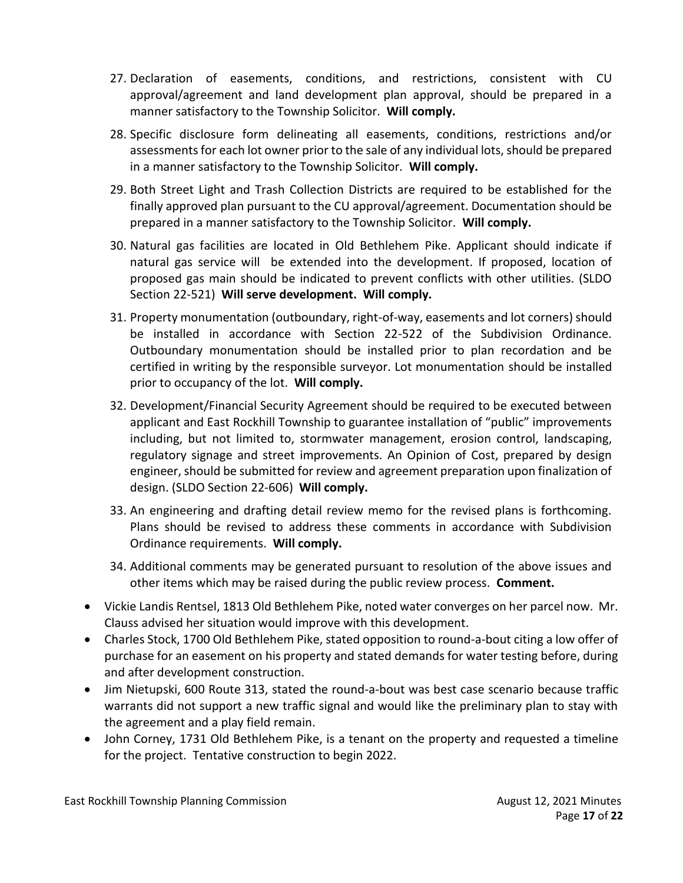27. Declaration of easements, conditions, and restrictions, consistent with CU approval/agreement and land development plan approval, should be prepared in a manner satisfactory to the Township Solicitor. **Will comply.**
28. Specific disclosure form delineating all easements, conditions, restrictions and/or assessments for each lot owner prior to the sale of any individual lots, should be prepared in a manner satisfactory to the Township Solicitor. **Will comply.**
29. Both Street Light and Trash Collection Districts are required to be established for the finally approved plan pursuant to the CU approval/agreement. Documentation should be prepared in a manner satisfactory to the Township Solicitor. **Will comply.**
30. Natural gas facilities are located in Old Bethlehem Pike. Applicant should indicate if natural gas service will be extended into the development. If proposed, location of proposed gas main should be indicated to prevent conflicts with other utilities. (SLDO Section 22-521) **Will serve development. Will comply.**
31. Property monumentation (outboundary, right-of-way, easements and lot corners) should be installed in accordance with Section 22-522 of the Subdivision Ordinance. Outboundary monumentation should be installed prior to plan recordation and be certified in writing by the responsible surveyor. Lot monumentation should be installed prior to occupancy of the lot. **Will comply.**
32. Development/Financial Security Agreement should be required to be executed between applicant and East Rockhill Township to guarantee installation of "public" improvements including, but not limited to, stormwater management, erosion control, landscaping, regulatory signage and street improvements. An Opinion of Cost, prepared by design engineer, should be submitted for review and agreement preparation upon finalization of design. (SLDO Section 22-606) **Will comply.**
33. An engineering and drafting detail review memo for the revised plans is forthcoming. Plans should be revised to address these comments in accordance with Subdivision Ordinance requirements. **Will comply.**
34. Additional comments may be generated pursuant to resolution of the above issues and other items which may be raised during the public review process. **Comment.**

- Vickie Landis Rentsel, 1813 Old Bethlehem Pike, noted water converges on her parcel now. Mr. Clauss advised her situation would improve with this development.
- Charles Stock, 1700 Old Bethlehem Pike, stated opposition to round-a-bout citing a low offer of purchase for an easement on his property and stated demands for water testing before, during and after development construction.
- Jim Nietupski, 600 Route 313, stated the round-a-bout was best case scenario because traffic warrants did not support a new traffic signal and would like the preliminary plan to stay with the agreement and a play field remain.
- John Corney, 1731 Old Bethlehem Pike, is a tenant on the property and requested a timeline for the project. Tentative construction to begin 2022.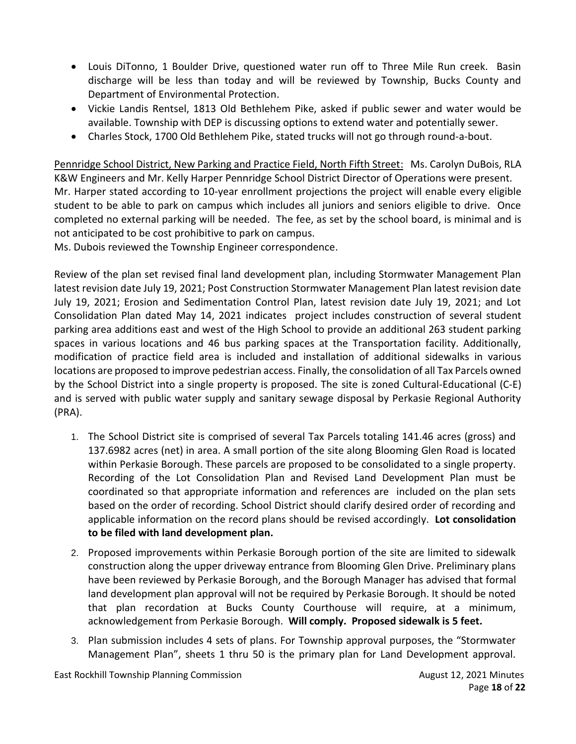- Louis DiTonno, 1 Boulder Drive, questioned water run off to Three Mile Run creek. Basin discharge will be less than today and will be reviewed by Township, Bucks County and Department of Environmental Protection.
- Vickie Landis Rentsel, 1813 Old Bethlehem Pike, asked if public sewer and water would be available. Township with DEP is discussing options to extend water and potentially sewer.
- Charles Stock, 1700 Old Bethlehem Pike, stated trucks will not go through round-a-bout.

Pennridge School District, New Parking and Practice Field, North Fifth Street: Ms. Carolyn DuBois, RLA K&W Engineers and Mr. Kelly Harper Pennridge School District Director of Operations were present. Mr. Harper stated according to 10-year enrollment projections the project will enable every eligible student to be able to park on campus which includes all juniors and seniors eligible to drive. Once completed no external parking will be needed. The fee, as set by the school board, is minimal and is not anticipated to be cost prohibitive to park on campus.
Ms. Dubois reviewed the Township Engineer correspondence.

Review of the plan set revised final land development plan, including Stormwater Management Plan latest revision date July 19, 2021; Post Construction Stormwater Management Plan latest revision date July 19, 2021; Erosion and Sedimentation Control Plan, latest revision date July 19, 2021; and Lot Consolidation Plan dated May 14, 2021 indicates project includes construction of several student parking area additions east and west of the High School to provide an additional 263 student parking spaces in various locations and 46 bus parking spaces at the Transportation facility. Additionally, modification of practice field area is included and installation of additional sidewalks in various locations are proposed to improve pedestrian access. Finally, the consolidation of all Tax Parcels owned by the School District into a single property is proposed. The site is zoned Cultural-Educational (C-E) and is served with public water supply and sanitary sewage disposal by Perkasie Regional Authority (PRA).

1. The School District site is comprised of several Tax Parcels totaling 141.46 acres (gross) and 137.6982 acres (net) in area. A small portion of the site along Blooming Glen Road is located within Perkasie Borough. These parcels are proposed to be consolidated to a single property. Recording of the Lot Consolidation Plan and Revised Land Development Plan must be coordinated so that appropriate information and references are included on the plan sets based on the order of recording. School District should clarify desired order of recording and applicable information on the record plans should be revised accordingly. **Lot consolidation to be filed with land development plan.**
2. Proposed improvements within Perkasie Borough portion of the site are limited to sidewalk construction along the upper driveway entrance from Blooming Glen Drive. Preliminary plans have been reviewed by Perkasie Borough, and the Borough Manager has advised that formal land development plan approval will not be required by Perkasie Borough. It should be noted that plan recordation at Bucks County Courthouse will require, at a minimum, acknowledgement from Perkasie Borough. **Will comply. Proposed sidewalk is 5 feet.**
3. Plan submission includes 4 sets of plans. For Township approval purposes, the "Stormwater Management Plan", sheets 1 thru 50 is the primary plan for Land Development approval.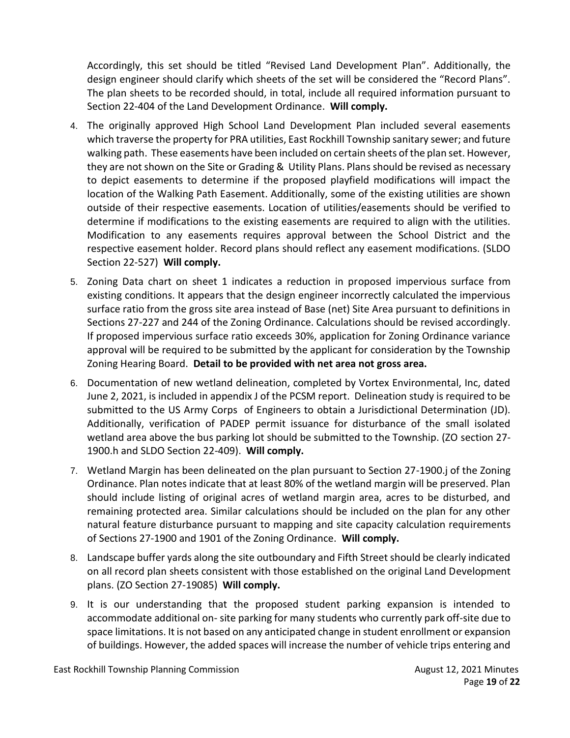Accordingly, this set should be titled "Revised Land Development Plan". Additionally, the design engineer should clarify which sheets of the set will be considered the "Record Plans". The plan sheets to be recorded should, in total, include all required information pursuant to Section 22-404 of the Land Development Ordinance. **Will comply.**

4. The originally approved High School Land Development Plan included several easements which traverse the property for PRA utilities, East Rockhill Township sanitary sewer; and future walking path. These easements have been included on certain sheets of the plan set. However, they are not shown on the Site or Grading & Utility Plans. Plans should be revised as necessary to depict easements to determine if the proposed playfield modifications will impact the location of the Walking Path Easement. Additionally, some of the existing utilities are shown outside of their respective easements. Location of utilities/easements should be verified to determine if modifications to the existing easements are required to align with the utilities. Modification to any easements requires approval between the School District and the respective easement holder. Record plans should reflect any easement modifications. (SLDO Section 22-527) **Will comply.**

5. Zoning Data chart on sheet 1 indicates a reduction in proposed impervious surface from existing conditions. It appears that the design engineer incorrectly calculated the impervious surface ratio from the gross site area instead of Base (net) Site Area pursuant to definitions in Sections 27-227 and 244 of the Zoning Ordinance. Calculations should be revised accordingly. If proposed impervious surface ratio exceeds 30%, application for Zoning Ordinance variance approval will be required to be submitted by the applicant for consideration by the Township Zoning Hearing Board. **Detail to be provided with net area not gross area.**

6. Documentation of new wetland delineation, completed by Vortex Environmental, Inc, dated June 2, 2021, is included in appendix J of the PCSM report. Delineation study is required to be submitted to the US Army Corps of Engineers to obtain a Jurisdictional Determination (JD). Additionally, verification of PADEP permit issuance for disturbance of the small isolated wetland area above the bus parking lot should be submitted to the Township. (ZO section 27-1900.h and SLDO Section 22-409). **Will comply.**

7. Wetland Margin has been delineated on the plan pursuant to Section 27-1900.j of the Zoning Ordinance. Plan notes indicate that at least 80% of the wetland margin will be preserved. Plan should include listing of original acres of wetland margin area, acres to be disturbed, and remaining protected area. Similar calculations should be included on the plan for any other natural feature disturbance pursuant to mapping and site capacity calculation requirements of Sections 27-1900 and 1901 of the Zoning Ordinance. **Will comply.**

8. Landscape buffer yards along the site outboundary and Fifth Street should be clearly indicated on all record plan sheets consistent with those established on the original Land Development plans. (ZO Section 27-19085) **Will comply.**

9. It is our understanding that the proposed student parking expansion is intended to accommodate additional on- site parking for many students who currently park off-site due to space limitations. It is not based on any anticipated change in student enrollment or expansion of buildings. However, the added spaces will increase the number of vehicle trips entering and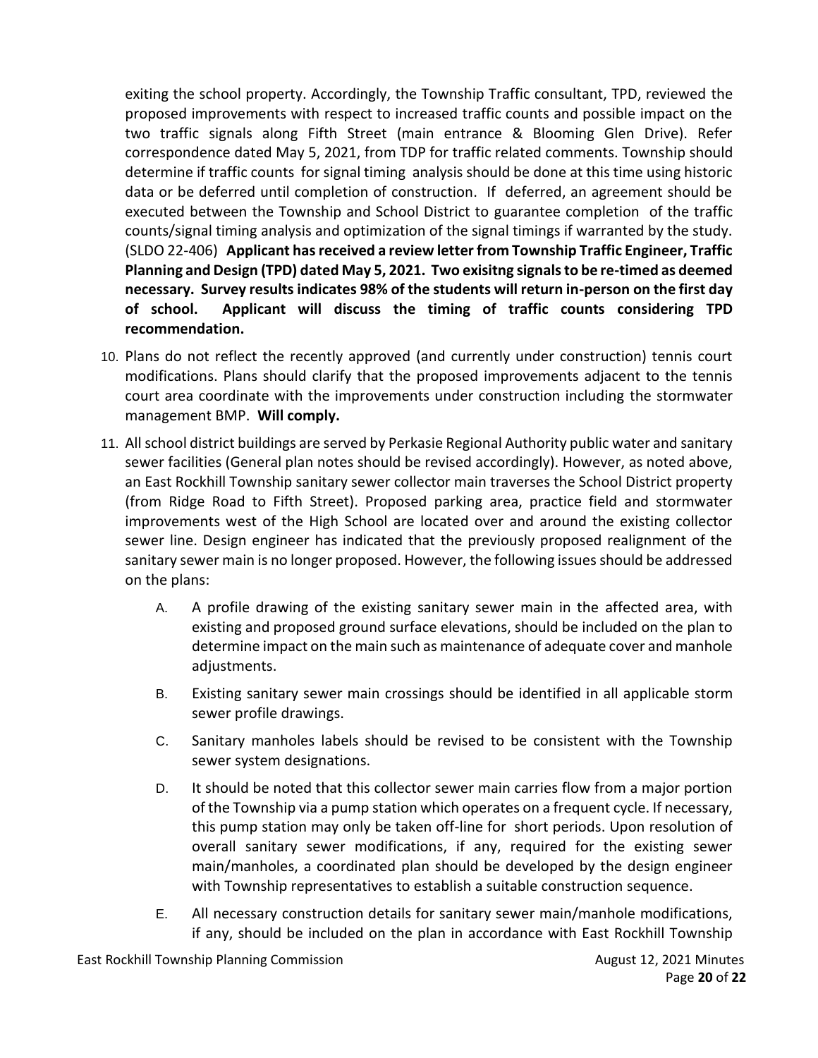exiting the school property. Accordingly, the Township Traffic consultant, TPD, reviewed the proposed improvements with respect to increased traffic counts and possible impact on the two traffic signals along Fifth Street (main entrance & Blooming Glen Drive). Refer correspondence dated May 5, 2021, from TDP for traffic related comments. Township should determine if traffic counts for signal timing analysis should be done at this time using historic data or be deferred until completion of construction. If deferred, an agreement should be executed between the Township and School District to guarantee completion of the traffic counts/signal timing analysis and optimization of the signal timings if warranted by the study. (SLDO 22-406) **Applicant has received a review letter from Township Traffic Engineer, Traffic Planning and Design (TPD) dated May 5, 2021. Two exisitng signals to be re-timed as deemed necessary. Survey results indicates 98% of the students will return in-person on the first day of school. Applicant will discuss the timing of traffic counts considering TPD recommendation.**

10. Plans do not reflect the recently approved (and currently under construction) tennis court modifications. Plans should clarify that the proposed improvements adjacent to the tennis court area coordinate with the improvements under construction including the stormwater management BMP. **Will comply.**

11. All school district buildings are served by Perkasie Regional Authority public water and sanitary sewer facilities (General plan notes should be revised accordingly). However, as noted above, an East Rockhill Township sanitary sewer collector main traverses the School District property (from Ridge Road to Fifth Street). Proposed parking area, practice field and stormwater improvements west of the High School are located over and around the existing collector sewer line. Design engineer has indicated that the previously proposed realignment of the sanitary sewer main is no longer proposed. However, the following issues should be addressed on the plans:

    A. A profile drawing of the existing sanitary sewer main in the affected area, with existing and proposed ground surface elevations, should be included on the plan to determine impact on the main such as maintenance of adequate cover and manhole adjustments.

    B. Existing sanitary sewer main crossings should be identified in all applicable storm sewer profile drawings.

    C. Sanitary manholes labels should be revised to be consistent with the Township sewer system designations.

    D. It should be noted that this collector sewer main carries flow from a major portion of the Township via a pump station which operates on a frequent cycle. If necessary, this pump station may only be taken off-line for short periods. Upon resolution of overall sanitary sewer modifications, if any, required for the existing sewer main/manholes, a coordinated plan should be developed by the design engineer with Township representatives to establish a suitable construction sequence.

    E. All necessary construction details for sanitary sewer main/manhole modifications, if any, should be included on the plan in accordance with East Rockhill Township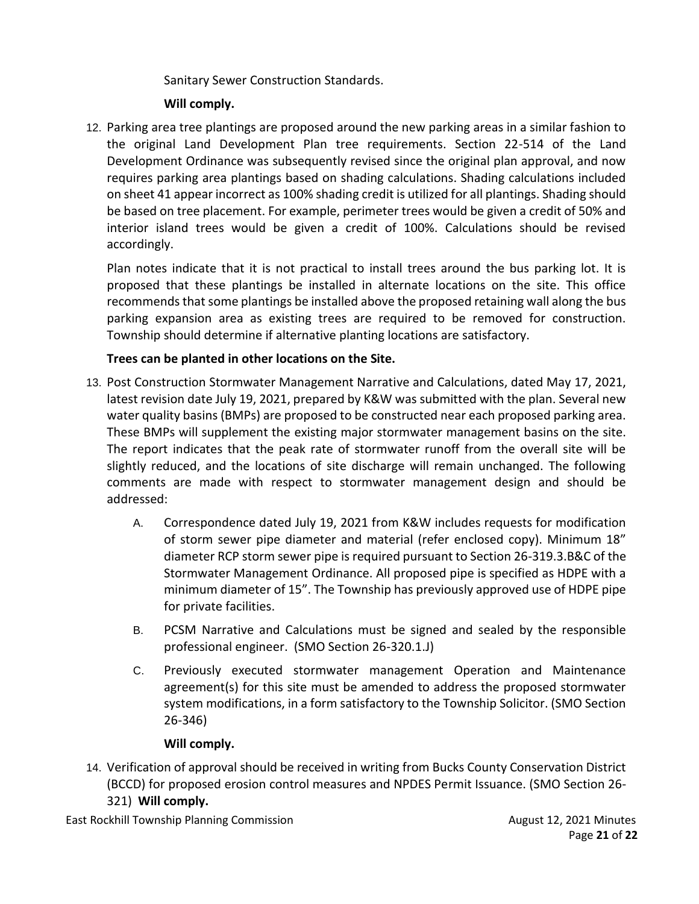Sanitary Sewer Construction Standards.

**Will comply.**

12. Parking area tree plantings are proposed around the new parking areas in a similar fashion to the original Land Development Plan tree requirements. Section 22-514 of the Land Development Ordinance was subsequently revised since the original plan approval, and now requires parking area plantings based on shading calculations. Shading calculations included on sheet 41 appear incorrect as 100% shading credit is utilized for all plantings. Shading should be based on tree placement. For example, perimeter trees would be given a credit of 50% and interior island trees would be given a credit of 100%. Calculations should be revised accordingly.

    Plan notes indicate that it is not practical to install trees around the bus parking lot. It is proposed that these plantings be installed in alternate locations on the site. This office recommends that some plantings be installed above the proposed retaining wall along the bus parking expansion area as existing trees are required to be removed for construction. Township should determine if alternative planting locations are satisfactory.

    **Trees can be planted in other locations on the Site.**

13. Post Construction Stormwater Management Narrative and Calculations, dated May 17, 2021, latest revision date July 19, 2021, prepared by K&W was submitted with the plan. Several new water quality basins (BMPs) are proposed to be constructed near each proposed parking area. These BMPs will supplement the existing major stormwater management basins on the site. The report indicates that the peak rate of stormwater runoff from the overall site will be slightly reduced, and the locations of site discharge will remain unchanged. The following comments are made with respect to stormwater management design and should be addressed:

    A. Correspondence dated July 19, 2021 from K&W includes requests for modification of storm sewer pipe diameter and material (refer enclosed copy). Minimum 18" diameter RCP storm sewer pipe is required pursuant to Section 26-319.3.B&C of the Stormwater Management Ordinance. All proposed pipe is specified as HDPE with a minimum diameter of 15". The Township has previously approved use of HDPE pipe for private facilities.

    B. PCSM Narrative and Calculations must be signed and sealed by the responsible professional engineer. (SMO Section 26-320.1.J)

    C. Previously executed stormwater management Operation and Maintenance agreement(s) for this site must be amended to address the proposed stormwater system modifications, in a form satisfactory to the Township Solicitor. (SMO Section 26-346)

    **Will comply.**

14. Verification of approval should be received in writing from Bucks County Conservation District (BCCD) for proposed erosion control measures and NPDES Permit Issuance. (SMO Section 26-321) **Will comply.**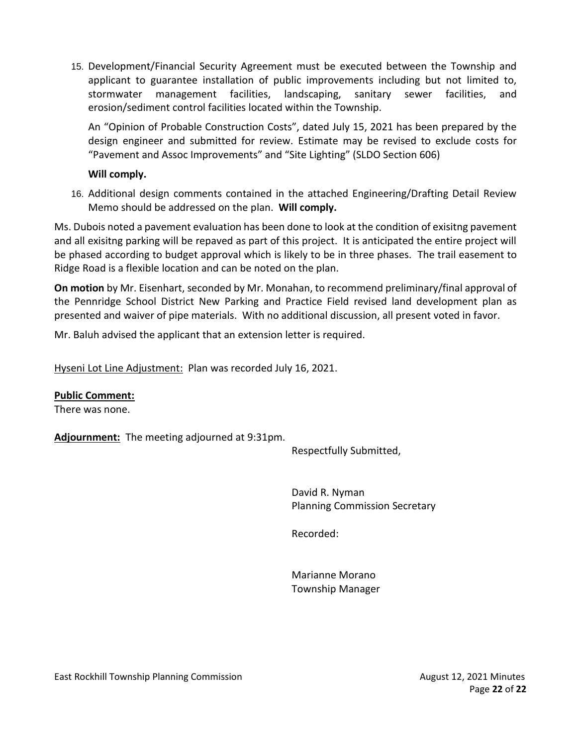15. Development/Financial Security Agreement must be executed between the Township and applicant to guarantee installation of public improvements including but not limited to, stormwater management facilities, landscaping, sanitary sewer facilities, and erosion/sediment control facilities located within the Township.

    An "Opinion of Probable Construction Costs", dated July 15, 2021 has been prepared by the design engineer and submitted for review. Estimate may be revised to exclude costs for "Pavement and Assoc Improvements" and "Site Lighting" (SLDO Section 606)

    **Will comply.**

16. Additional design comments contained in the attached Engineering/Drafting Detail Review Memo should be addressed on the plan. **Will comply.**

Ms. Dubois noted a pavement evaluation has been done to look at the condition of exisitng pavement and all exisitng parking will be repaved as part of this project. It is anticipated the entire project will be phased according to budget approval which is likely to be in three phases. The trail easement to Ridge Road is a flexible location and can be noted on the plan.

**On motion** by Mr. Eisenhart, seconded by Mr. Monahan, to recommend preliminary/final approval of the Pennridge School District New Parking and Practice Field revised land development plan as presented and waiver of pipe materials. With no additional discussion, all present voted in favor.

Mr. Baluh advised the applicant that an extension letter is required.

Hyseni Lot Line Adjustment: Plan was recorded July 16, 2021.

**Public Comment:**
There was none.

**Adjournment:** The meeting adjourned at 9:31pm.

Respectfully Submitted,

David R. Nyman
Planning Commission Secretary

Recorded:

Marianne Morano
Township Manager